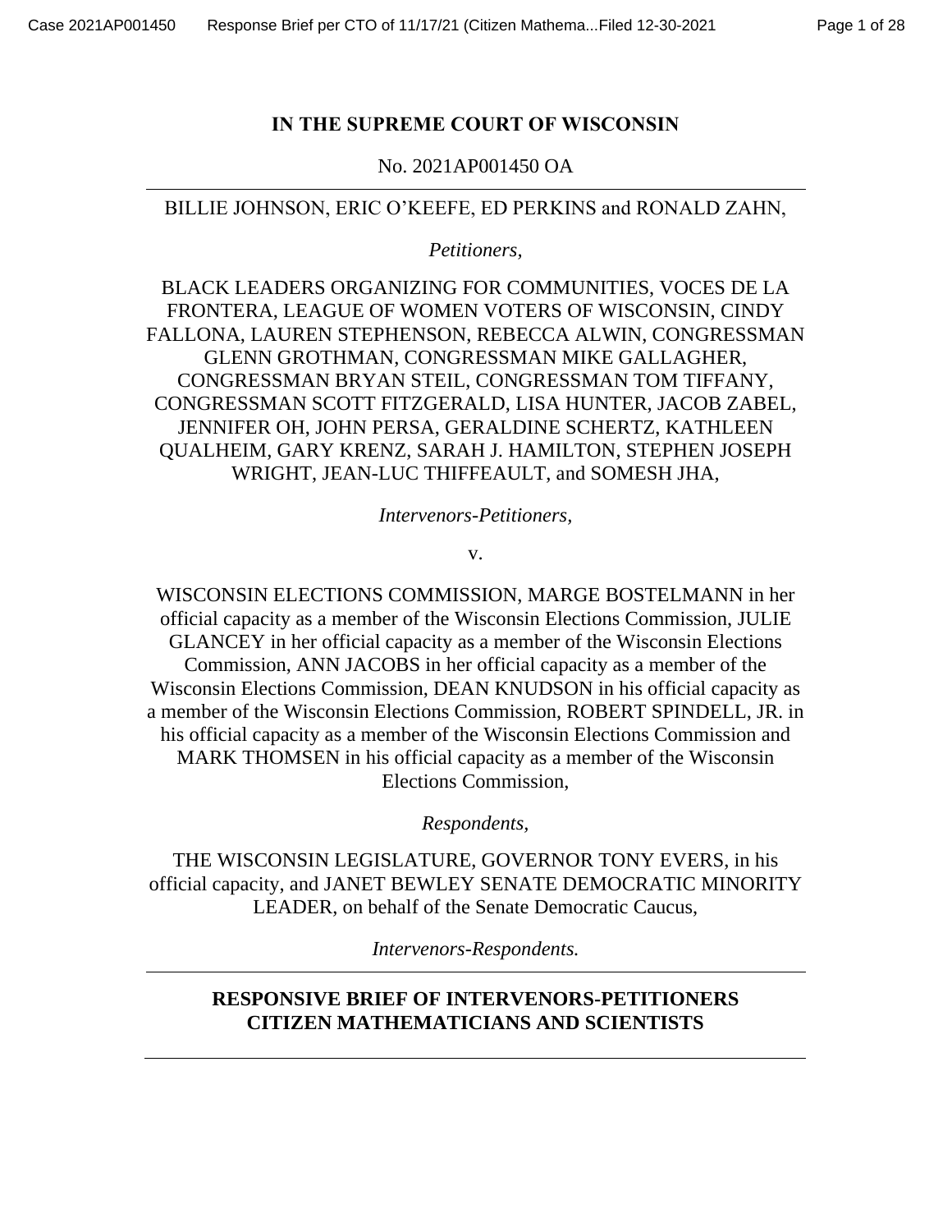# IN THE SUPREME COURT OF WISCONSIN

No. 2021AP001450 OA

---

BILLIE JOHNSON, ERIC O'KEEFE, ED PERKINS and RONALD ZAHN,

*Petitioners,*

BLACK LEADERS ORGANIZING FOR COMMUNITIES, VOCES DE LA FRONTERA, LEAGUE OF WOMEN VOTERS OF WISCONSIN, CINDY FALLONA, LAUREN STEPHENSON, REBECCA ALWIN, CONGRESSMAN GLENN GROTHMAN, CONGRESSMAN MIKE GALLAGHER, CONGRESSMAN BRYAN STEIL, CONGRESSMAN TOM TIFFANY, CONGRESSMAN SCOTT FITZGERALD, LISA HUNTER, JACOB ZABEL, JENNIFER OH, JOHN PERSA, GERALDINE SCHERTZ, KATHLEEN QUALHEIM, GARY KRENZ, SARAH J. HAMILTON, STEPHEN JOSEPH WRIGHT, JEAN-LUC THIFFEAULT, and SOMESH JHA,

*Intervenors-Petitioners,*

v.

WISCONSIN ELECTIONS COMMISSION, MARGE BOSTELMANN in her official capacity as a member of the Wisconsin Elections Commission, JULIE GLANCEY in her official capacity as a member of the Wisconsin Elections Commission, ANN JACOBS in her official capacity as a member of the Wisconsin Elections Commission, DEAN KNUDSON in his official capacity as a member of the Wisconsin Elections Commission, ROBERT SPINDELL, JR. in his official capacity as a member of the Wisconsin Elections Commission and MARK THOMSEN in his official capacity as a member of the Wisconsin Elections Commission,

*Respondents,*

THE WISCONSIN LEGISLATURE, GOVERNOR TONY EVERS, in his official capacity, and JANET BEWLEY SENATE DEMOCRATIC MINORITY LEADER, on behalf of the Senate Democratic Caucus,

*Intervenors-Respondents.*

---

## RESPONSIVE BRIEF OF INTERVENORS-PETITIONERS CITIZEN MATHEMATICIANS AND SCIENTISTS

---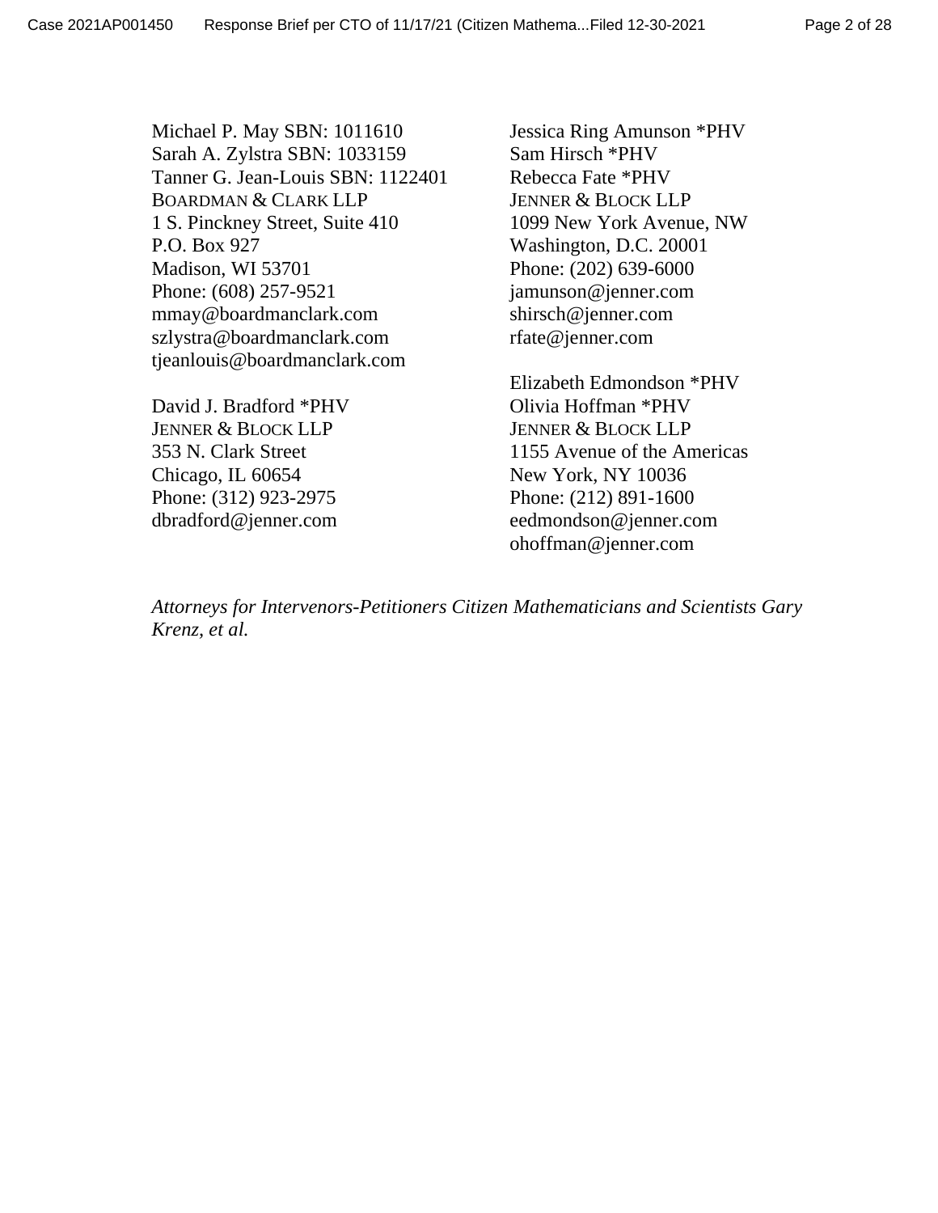Michael P. May SBN: 1011610
Sarah A. Zylstra SBN: 1033159
Tanner G. Jean-Louis SBN: 1122401
BOARDMAN & CLARK LLP
1 S. Pinckney Street, Suite 410
P.O. Box 927
Madison, WI 53701
Phone: (608) 257-9521
mmay@boardmanclark.com
szlystra@boardmanclark.com
tjeanlouis@boardmanclark.com

David J. Bradford *PHV
JENNER & BLOCK LLP
353 N. Clark Street
Chicago, IL 60654
Phone: (312) 923-2975
dbradford@jenner.com

Jessica Ring Amunson *PHV
Sam Hirsch *PHV
Rebecca Fate *PHV
JENNER & BLOCK LLP
1099 New York Avenue, NW
Washington, D.C. 20001
Phone: (202) 639-6000
jamunson@jenner.com
shirsch@jenner.com
rfate@jenner.com

Elizabeth Edmondson *PHV
Olivia Hoffman *PHV
JENNER & BLOCK LLP
1155 Avenue of the Americas
New York, NY 10036
Phone: (212) 891-1600
eedmondson@jenner.com
ohoffman@jenner.com

*Attorneys for Intervenors-Petitioners Citizen Mathematicians and Scientists Gary Krenz, et al.*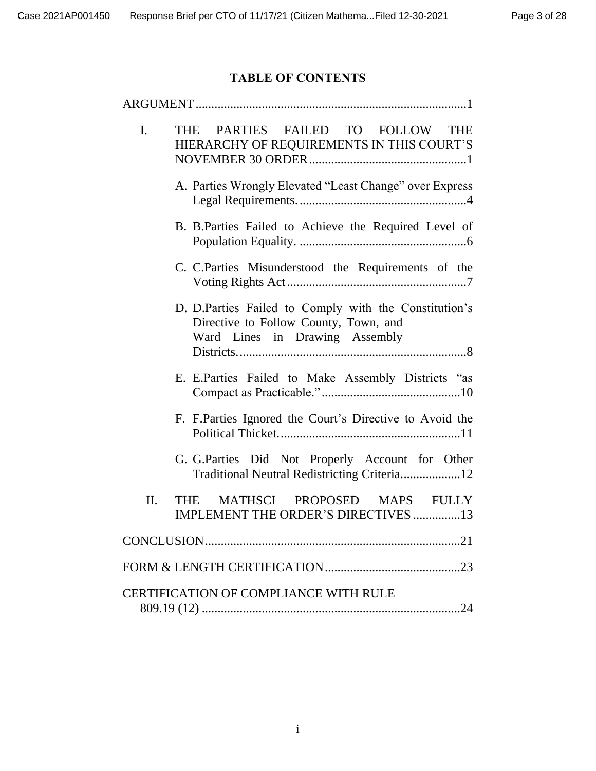# TABLE OF CONTENTS

ARGUMENT ........................................................................................ 1

- I. THE PARTIES FAILED TO FOLLOW THE HIERARCHY OF REQUIREMENTS IN THIS COURT'S NOVEMBER 30 ORDER ........................................................ 1
  - A. Parties Wrongly Elevated "Least Change" over Express Legal Requirements. ........................................................ 4
  - B. B.Parties Failed to Achieve the Required Level of Population Equality. ........................................................ 6
  - C. C.Parties Misunderstood the Requirements of the Voting Rights Act ........................................................ 7
  - D. D.Parties Failed to Comply with the Constitution's Directive to Follow County, Town, and Ward Lines in Drawing Assembly Districts. ........................................................ 8
  - E. E.Parties Failed to Make Assembly Districts "as Compact as Practicable." ........................................................ 10
  - F. F.Parties Ignored the Court's Directive to Avoid the Political Thicket. ........................................................ 11
  - G. G.Parties Did Not Properly Account for Other Traditional Neutral Redistricting Criteria. ................. 12
- II. THE MATHSCI PROPOSED MAPS FULLY IMPLEMENT THE ORDER'S DIRECTIVES ............... 13

CONCLUSION ........................................................................................ 21

FORM & LENGTH CERTIFICATION ........................................................ 23

CERTIFICATION OF COMPLIANCE WITH RULE 809.19 (12) ........................................................................................ 24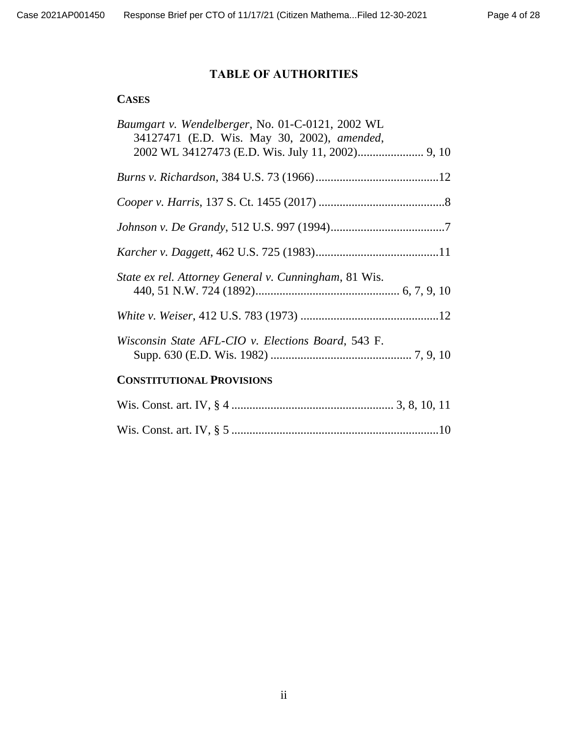# TABLE OF AUTHORITIES

## CASES

*Baumgart v. Wendelberger*, No. 01-C-0121, 2002 WL 34127471 (E.D. Wis. May 30, 2002), *amended*, 2002 WL 34127473 (E.D. Wis. July 11, 2002)...................... 9, 10

*Burns v. Richardson*, 384 U.S. 73 (1966).........................................12

*Cooper v. Harris*, 137 S. Ct. 1455 (2017) ..........................................8

*Johnson v. De Grandy*, 512 U.S. 997 (1994)......................................7

*Karcher v. Daggett*, 462 U.S. 725 (1983).........................................11

*State ex rel. Attorney General v. Cunningham*, 81 Wis. 440, 51 N.W. 724 (1892)................................................ 6, 7, 9, 10

*White v. Weiser*, 412 U.S. 783 (1973) ..............................................12

*Wisconsin State AFL-CIO v. Elections Board*, 543 F. Supp. 630 (E.D. Wis. 1982) ............................................... 7, 9, 10

## CONSTITUTIONAL PROVISIONS

Wis. Const. art. IV, § 4 ...................................................... 3, 8, 10, 11

Wis. Const. art. IV, § 5 .....................................................................10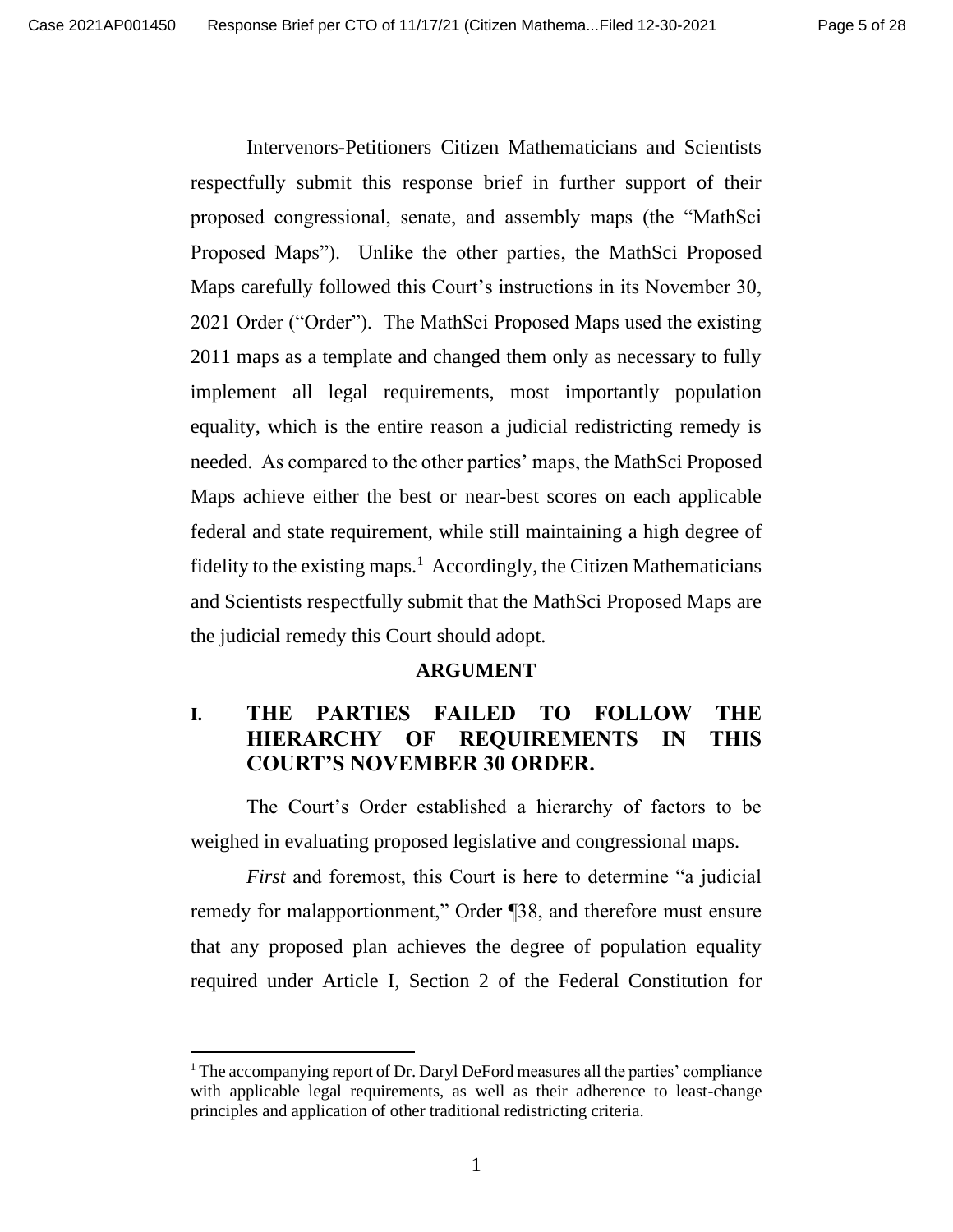Intervenors-Petitioners Citizen Mathematicians and Scientists respectfully submit this response brief in further support of their proposed congressional, senate, and assembly maps (the "MathSci Proposed Maps"). Unlike the other parties, the MathSci Proposed Maps carefully followed this Court's instructions in its November 30, 2021 Order ("Order"). The MathSci Proposed Maps used the existing 2011 maps as a template and changed them only as necessary to fully implement all legal requirements, most importantly population equality, which is the entire reason a judicial redistricting remedy is needed. As compared to the other parties' maps, the MathSci Proposed Maps achieve either the best or near-best scores on each applicable federal and state requirement, while still maintaining a high degree of fidelity to the existing maps.[1] Accordingly, the Citizen Mathematicians and Scientists respectfully submit that the MathSci Proposed Maps are the judicial remedy this Court should adopt.

## ARGUMENT

### I. THE PARTIES FAILED TO FOLLOW THE HIERARCHY OF REQUIREMENTS IN THIS COURT'S NOVEMBER 30 ORDER.

The Court's Order established a hierarchy of factors to be weighed in evaluating proposed legislative and congressional maps.

*First* and foremost, this Court is here to determine "a judicial remedy for malapportionment," Order ¶38, and therefore must ensure that any proposed plan achieves the degree of population equality required under Article I, Section 2 of the Federal Constitution for

---

[1] The accompanying report of Dr. Daryl DeFord measures all the parties' compliance with applicable legal requirements, as well as their adherence to least-change principles and application of other traditional redistricting criteria.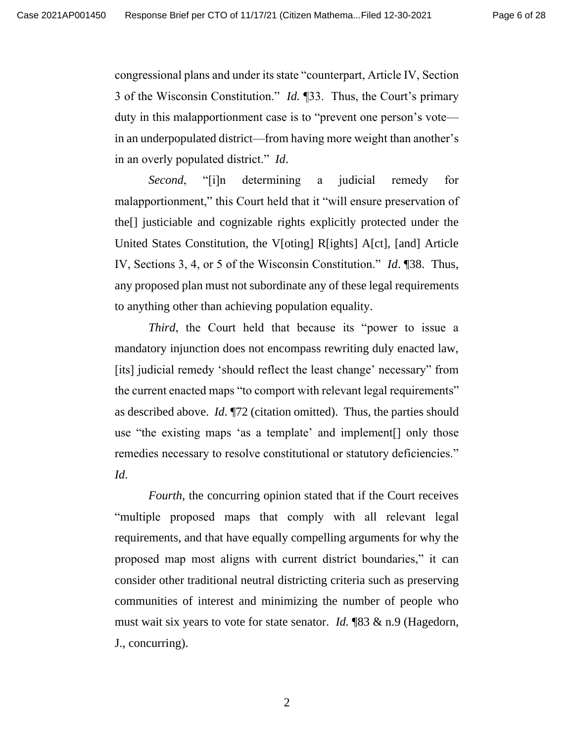congressional plans and under its state "counterpart, Article IV, Section 3 of the Wisconsin Constitution." *Id.* ¶33. Thus, the Court's primary duty in this malapportionment case is to "prevent one person's vote—in an underpopulated district—from having more weight than another's in an overly populated district." *Id*.

*Second*, "[i]n determining a judicial remedy for malapportionment," this Court held that it "will ensure preservation of the[] justiciable and cognizable rights explicitly protected under the United States Constitution, the V[oting] R[ights] A[ct], [and] Article IV, Sections 3, 4, or 5 of the Wisconsin Constitution." *Id*. ¶38. Thus, any proposed plan must not subordinate any of these legal requirements to anything other than achieving population equality.

*Third*, the Court held that because its "power to issue a mandatory injunction does not encompass rewriting duly enacted law, [its] judicial remedy 'should reflect the least change' necessary" from the current enacted maps "to comport with relevant legal requirements" as described above. *Id*. ¶72 (citation omitted). Thus, the parties should use "the existing maps 'as a template' and implement[] only those remedies necessary to resolve constitutional or statutory deficiencies." *Id*.

*Fourth*, the concurring opinion stated that if the Court receives "multiple proposed maps that comply with all relevant legal requirements, and that have equally compelling arguments for why the proposed map most aligns with current district boundaries," it can consider other traditional neutral districting criteria such as preserving communities of interest and minimizing the number of people who must wait six years to vote for state senator. *Id.* ¶83 & n.9 (Hagedorn, J., concurring).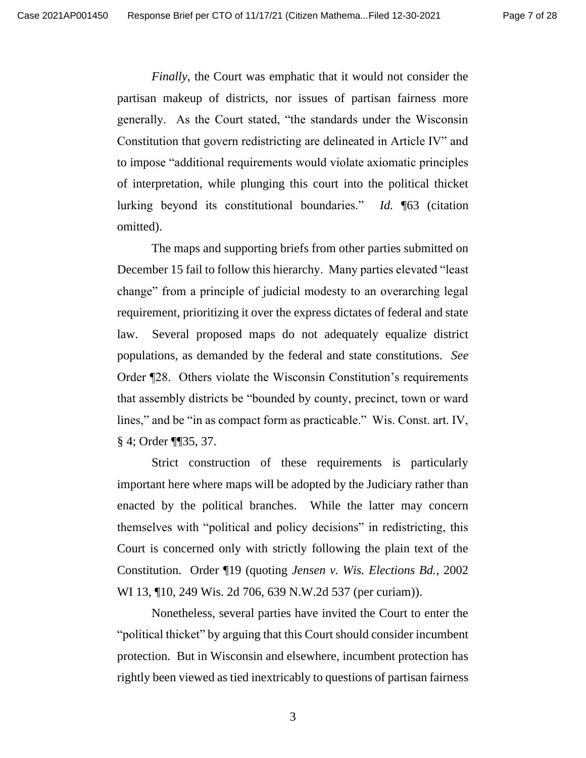*Finally*, the Court was emphatic that it would not consider the partisan makeup of districts, nor issues of partisan fairness more generally. As the Court stated, "the standards under the Wisconsin Constitution that govern redistricting are delineated in Article IV" and to impose "additional requirements would violate axiomatic principles of interpretation, while plunging this court into the political thicket lurking beyond its constitutional boundaries." *Id.* ¶63 (citation omitted).

The maps and supporting briefs from other parties submitted on December 15 fail to follow this hierarchy. Many parties elevated "least change" from a principle of judicial modesty to an overarching legal requirement, prioritizing it over the express dictates of federal and state law. Several proposed maps do not adequately equalize district populations, as demanded by the federal and state constitutions. *See* Order ¶28. Others violate the Wisconsin Constitution's requirements that assembly districts be "bounded by county, precinct, town or ward lines," and be "in as compact form as practicable." Wis. Const. art. IV, § 4; Order ¶¶35, 37.

Strict construction of these requirements is particularly important here where maps will be adopted by the Judiciary rather than enacted by the political branches. While the latter may concern themselves with "political and policy decisions" in redistricting, this Court is concerned only with strictly following the plain text of the Constitution. Order ¶19 (quoting *Jensen v. Wis. Elections Bd.*, 2002 WI 13, ¶10, 249 Wis. 2d 706, 639 N.W.2d 537 (per curiam)).

Nonetheless, several parties have invited the Court to enter the "political thicket" by arguing that this Court should consider incumbent protection. But in Wisconsin and elsewhere, incumbent protection has rightly been viewed as tied inextricably to questions of partisan fairness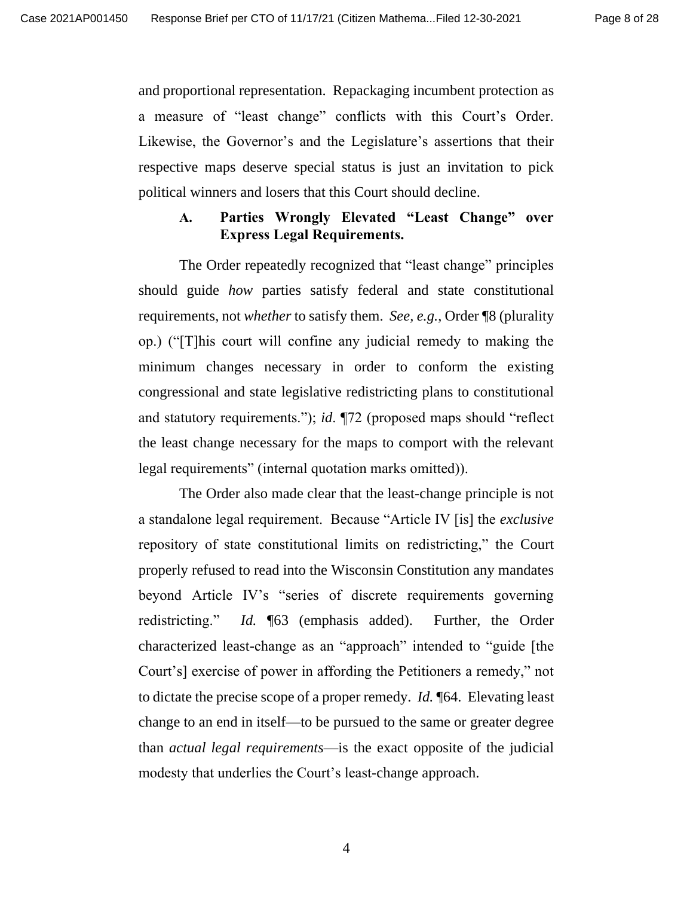and proportional representation. Repackaging incumbent protection as a measure of "least change" conflicts with this Court's Order. Likewise, the Governor's and the Legislature's assertions that their respective maps deserve special status is just an invitation to pick political winners and losers that this Court should decline.

### A. Parties Wrongly Elevated "Least Change" over Express Legal Requirements.

The Order repeatedly recognized that "least change" principles should guide *how* parties satisfy federal and state constitutional requirements, not *whether* to satisfy them. *See, e.g.*, Order ¶8 (plurality op.) ("[T]his court will confine any judicial remedy to making the minimum changes necessary in order to conform the existing congressional and state legislative redistricting plans to constitutional and statutory requirements."); *id*. ¶72 (proposed maps should "reflect the least change necessary for the maps to comport with the relevant legal requirements" (internal quotation marks omitted)).

The Order also made clear that the least-change principle is not a standalone legal requirement. Because "Article IV [is] the *exclusive* repository of state constitutional limits on redistricting," the Court properly refused to read into the Wisconsin Constitution any mandates beyond Article IV's "series of discrete requirements governing redistricting." *Id.* ¶63 (emphasis added). Further, the Order characterized least-change as an "approach" intended to "guide [the Court's] exercise of power in affording the Petitioners a remedy," not to dictate the precise scope of a proper remedy. *Id.* ¶64. Elevating least change to an end in itself—to be pursued to the same or greater degree than *actual legal requirements*—is the exact opposite of the judicial modesty that underlies the Court's least-change approach.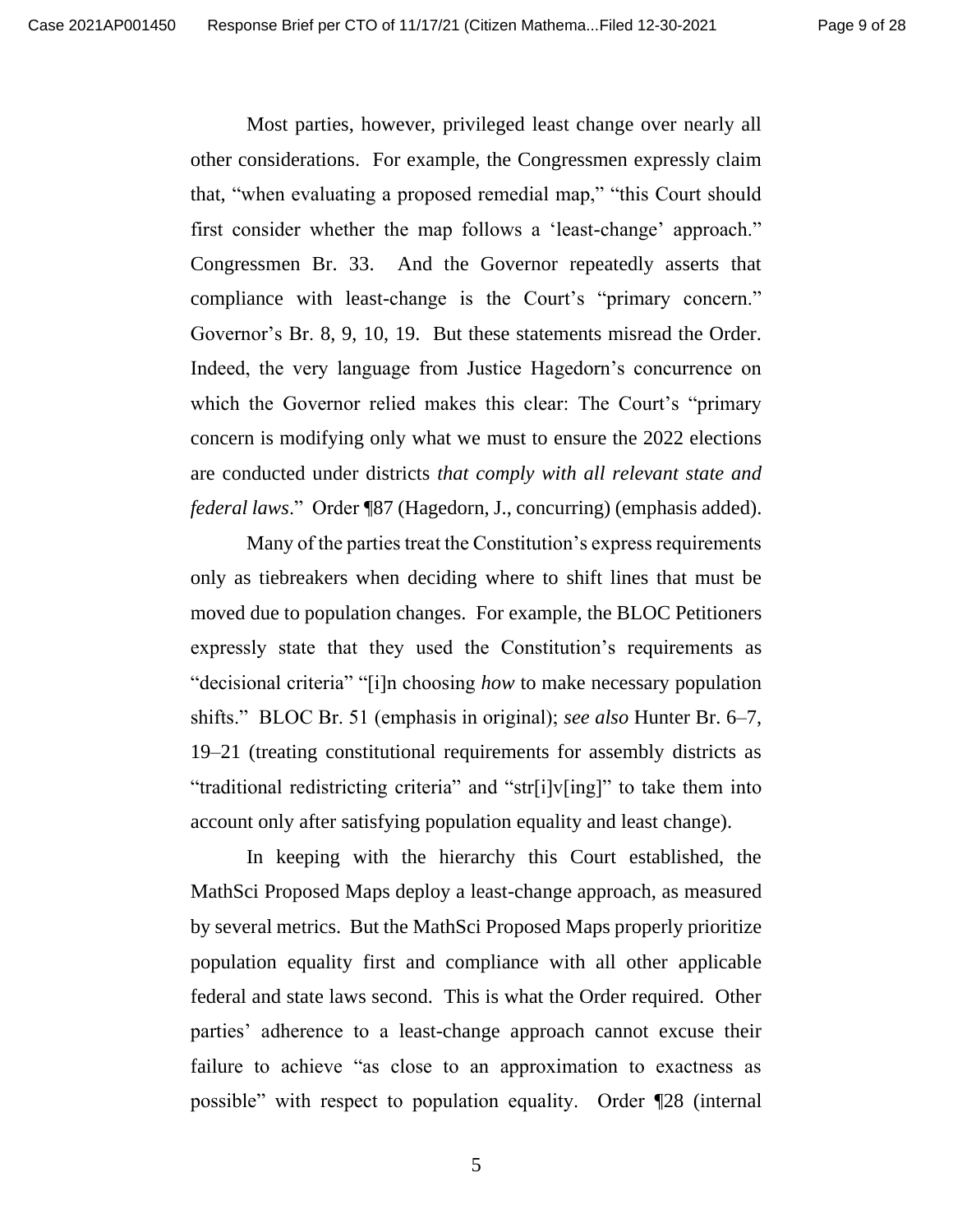Most parties, however, privileged least change over nearly all other considerations. For example, the Congressmen expressly claim that, "when evaluating a proposed remedial map," "this Court should first consider whether the map follows a 'least-change' approach." Congressmen Br. 33. And the Governor repeatedly asserts that compliance with least-change is the Court's "primary concern." Governor's Br. 8, 9, 10, 19. But these statements misread the Order. Indeed, the very language from Justice Hagedorn's concurrence on which the Governor relied makes this clear: The Court's "primary concern is modifying only what we must to ensure the 2022 elections are conducted under districts *that comply with all relevant state and federal laws*." Order ¶87 (Hagedorn, J., concurring) (emphasis added).

Many of the parties treat the Constitution's express requirements only as tiebreakers when deciding where to shift lines that must be moved due to population changes. For example, the BLOC Petitioners expressly state that they used the Constitution's requirements as "decisional criteria" "[i]n choosing *how* to make necessary population shifts." BLOC Br. 51 (emphasis in original); *see also* Hunter Br. 6–7, 19–21 (treating constitutional requirements for assembly districts as "traditional redistricting criteria" and "str[i]v[ing]" to take them into account only after satisfying population equality and least change).

In keeping with the hierarchy this Court established, the MathSci Proposed Maps deploy a least-change approach, as measured by several metrics. But the MathSci Proposed Maps properly prioritize population equality first and compliance with all other applicable federal and state laws second. This is what the Order required. Other parties' adherence to a least-change approach cannot excuse their failure to achieve "as close to an approximation to exactness as possible" with respect to population equality. Order ¶28 (internal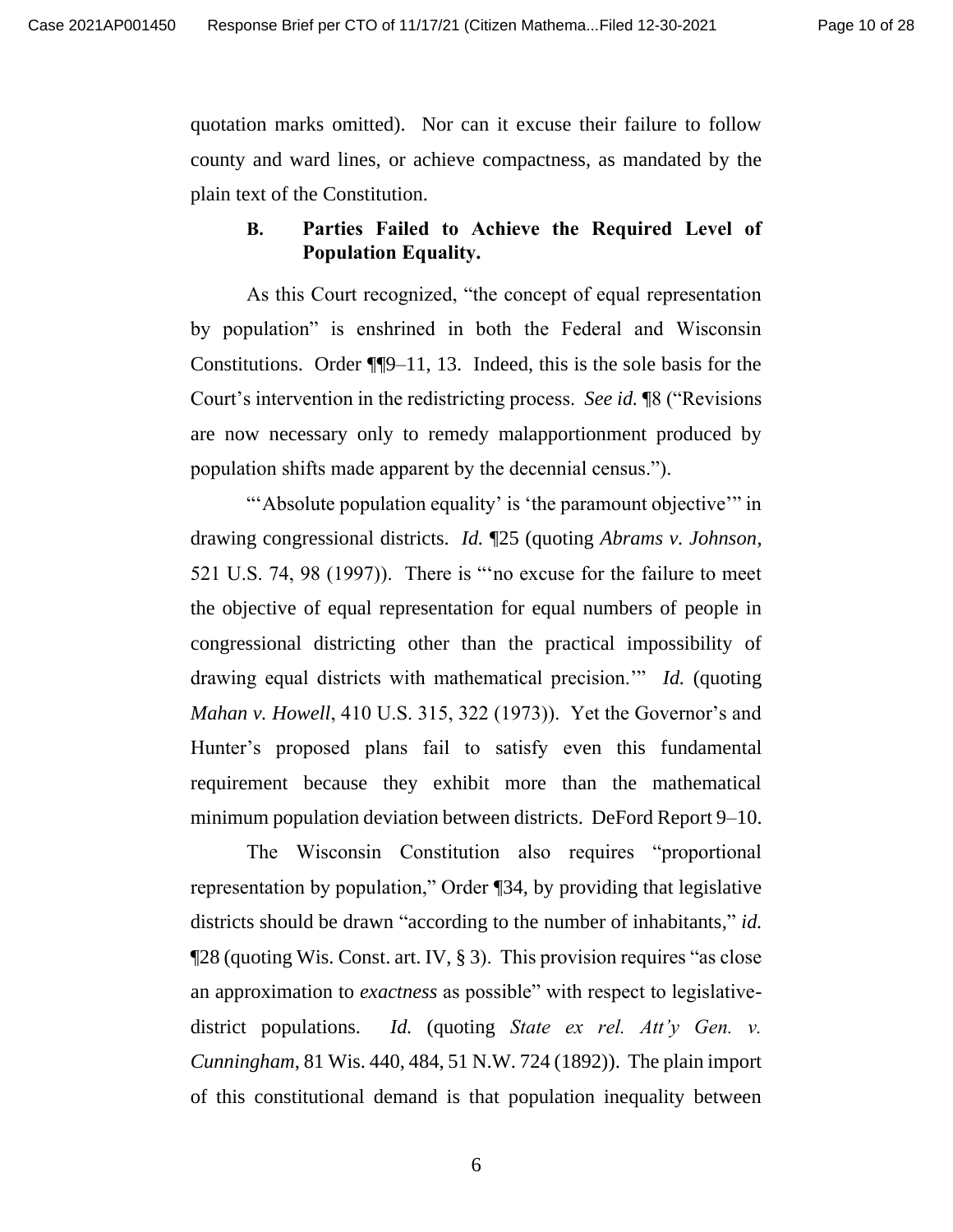quotation marks omitted). Nor can it excuse their failure to follow county and ward lines, or achieve compactness, as mandated by the plain text of the Constitution.

### B. Parties Failed to Achieve the Required Level of Population Equality.

As this Court recognized, "the concept of equal representation by population" is enshrined in both the Federal and Wisconsin Constitutions. Order ¶¶9–11, 13. Indeed, this is the sole basis for the Court's intervention in the redistricting process. *See id.* ¶8 ("Revisions are now necessary only to remedy malapportionment produced by population shifts made apparent by the decennial census.").

"'Absolute population equality' is 'the paramount objective'" in drawing congressional districts. *Id.* ¶25 (quoting *Abrams v. Johnson*, 521 U.S. 74, 98 (1997)). There is "'no excuse for the failure to meet the objective of equal representation for equal numbers of people in congressional districting other than the practical impossibility of drawing equal districts with mathematical precision.'" *Id.* (quoting *Mahan v. Howell*, 410 U.S. 315, 322 (1973)). Yet the Governor's and Hunter's proposed plans fail to satisfy even this fundamental requirement because they exhibit more than the mathematical minimum population deviation between districts. DeFord Report 9–10.

The Wisconsin Constitution also requires "proportional representation by population," Order ¶34, by providing that legislative districts should be drawn "according to the number of inhabitants," *id.* ¶28 (quoting Wis. Const. art. IV, § 3). This provision requires "as close an approximation to *exactness* as possible" with respect to legislative-district populations. *Id.* (quoting *State ex rel. Att'y Gen. v. Cunningham*, 81 Wis. 440, 484, 51 N.W. 724 (1892)). The plain import of this constitutional demand is that population inequality between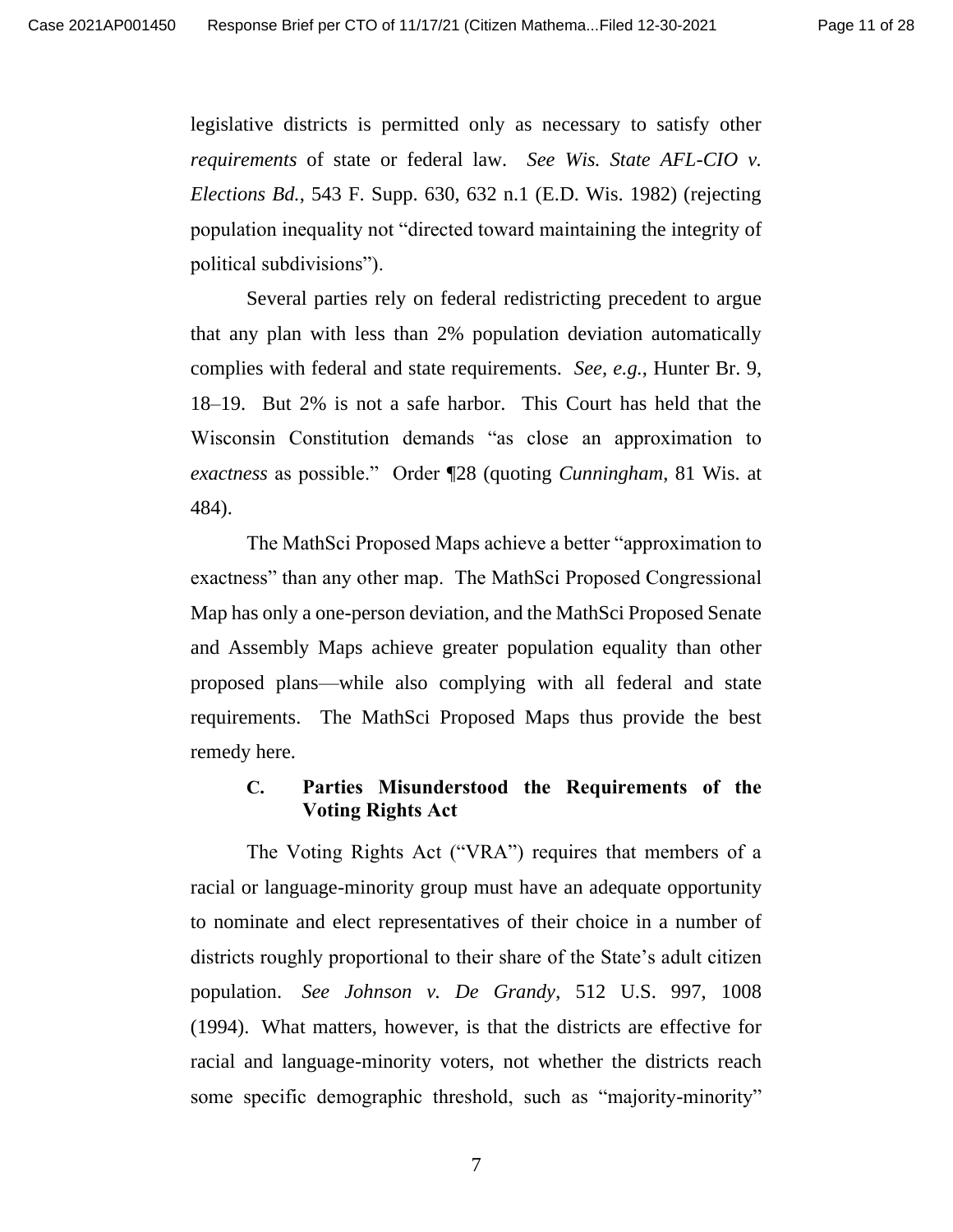legislative districts is permitted only as necessary to satisfy other *requirements* of state or federal law. *See Wis. State AFL-CIO v. Elections Bd.*, 543 F. Supp. 630, 632 n.1 (E.D. Wis. 1982) (rejecting population inequality not "directed toward maintaining the integrity of political subdivisions").

Several parties rely on federal redistricting precedent to argue that any plan with less than 2% population deviation automatically complies with federal and state requirements. *See, e.g.*, Hunter Br. 9, 18–19. But 2% is not a safe harbor. This Court has held that the Wisconsin Constitution demands "as close an approximation to *exactness* as possible." Order ¶28 (quoting *Cunningham*, 81 Wis. at 484).

The MathSci Proposed Maps achieve a better "approximation to exactness" than any other map. The MathSci Proposed Congressional Map has only a one-person deviation, and the MathSci Proposed Senate and Assembly Maps achieve greater population equality than other proposed plans—while also complying with all federal and state requirements. The MathSci Proposed Maps thus provide the best remedy here.

### C. Parties Misunderstood the Requirements of the Voting Rights Act

The Voting Rights Act ("VRA") requires that members of a racial or language-minority group must have an adequate opportunity to nominate and elect representatives of their choice in a number of districts roughly proportional to their share of the State's adult citizen population. *See Johnson v. De Grandy*, 512 U.S. 997, 1008 (1994). What matters, however, is that the districts are effective for racial and language-minority voters, not whether the districts reach some specific demographic threshold, such as "majority-minority"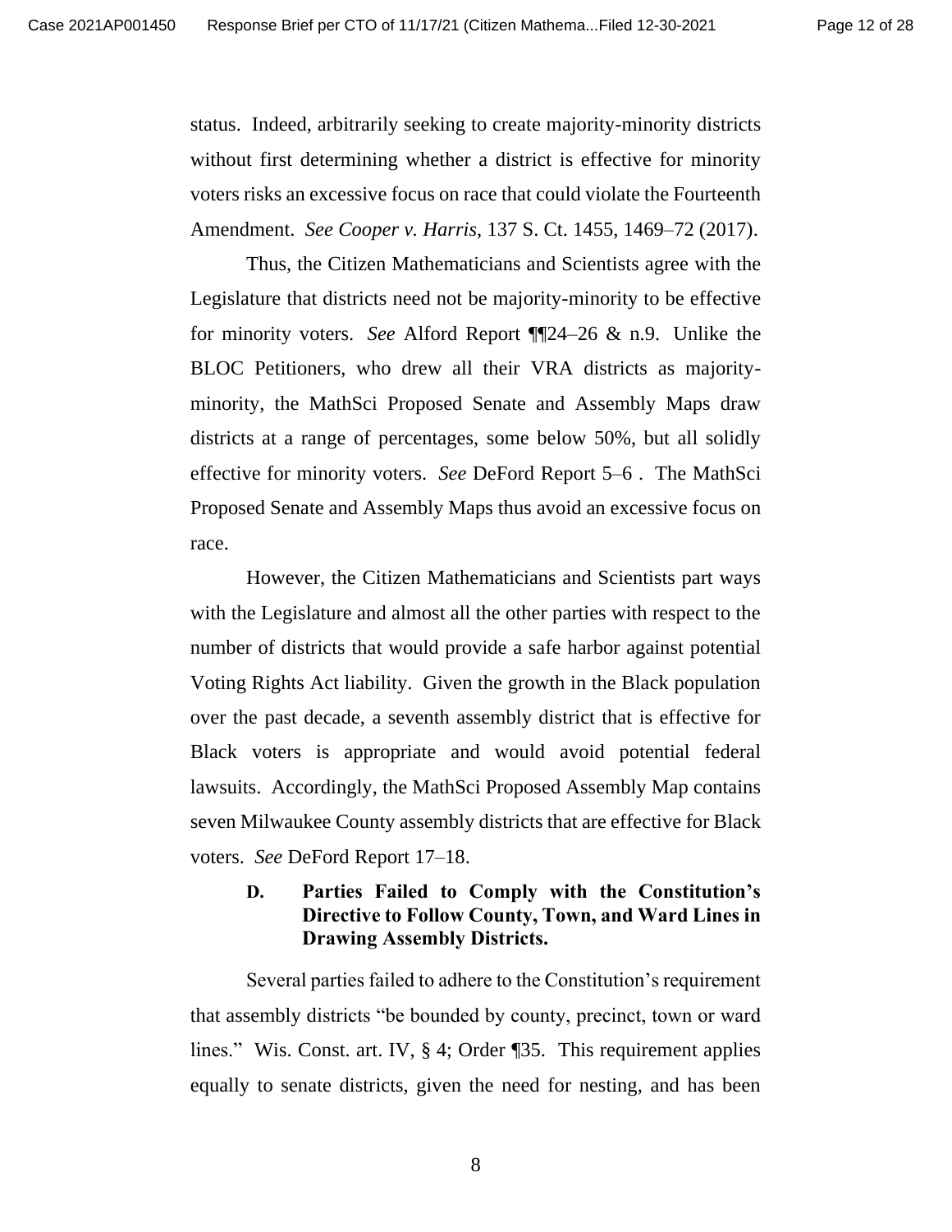status. Indeed, arbitrarily seeking to create majority-minority districts without first determining whether a district is effective for minority voters risks an excessive focus on race that could violate the Fourteenth Amendment. *See Cooper v. Harris*, 137 S. Ct. 1455, 1469–72 (2017).

Thus, the Citizen Mathematicians and Scientists agree with the Legislature that districts need not be majority-minority to be effective for minority voters. *See* Alford Report ¶¶24–26 & n.9. Unlike the BLOC Petitioners, who drew all their VRA districts as majority-minority, the MathSci Proposed Senate and Assembly Maps draw districts at a range of percentages, some below 50%, but all solidly effective for minority voters. *See* DeFord Report 5–6 . The MathSci Proposed Senate and Assembly Maps thus avoid an excessive focus on race.

However, the Citizen Mathematicians and Scientists part ways with the Legislature and almost all the other parties with respect to the number of districts that would provide a safe harbor against potential Voting Rights Act liability. Given the growth in the Black population over the past decade, a seventh assembly district that is effective for Black voters is appropriate and would avoid potential federal lawsuits. Accordingly, the MathSci Proposed Assembly Map contains seven Milwaukee County assembly districts that are effective for Black voters. *See* DeFord Report 17–18.

### D. Parties Failed to Comply with the Constitution's Directive to Follow County, Town, and Ward Lines in Drawing Assembly Districts.

Several parties failed to adhere to the Constitution's requirement that assembly districts "be bounded by county, precinct, town or ward lines." Wis. Const. art. IV, § 4; Order ¶35. This requirement applies equally to senate districts, given the need for nesting, and has been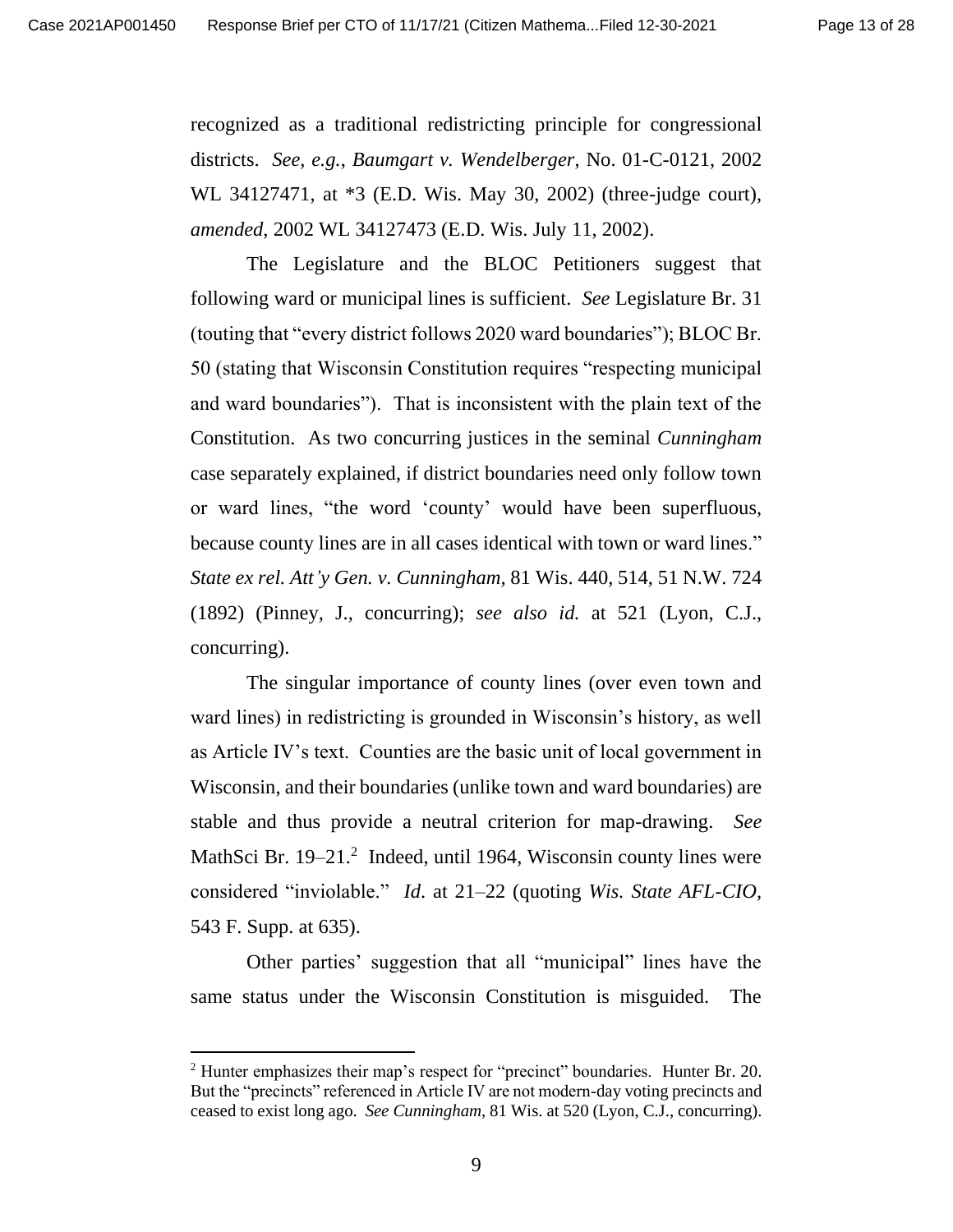recognized as a traditional redistricting principle for congressional districts. *See, e.g.*, *Baumgart v. Wendelberger*, No. 01-C-0121, 2002 WL 34127471, at *3 (E.D. Wis. May 30, 2002) (three-judge court), *amended*, 2002 WL 34127473 (E.D. Wis. July 11, 2002).

The Legislature and the BLOC Petitioners suggest that following ward or municipal lines is sufficient. *See* Legislature Br. 31 (touting that "every district follows 2020 ward boundaries"); BLOC Br. 50 (stating that Wisconsin Constitution requires "respecting municipal and ward boundaries"). That is inconsistent with the plain text of the Constitution. As two concurring justices in the seminal *Cunningham* case separately explained, if district boundaries need only follow town or ward lines, "the word 'county' would have been superfluous, because county lines are in all cases identical with town or ward lines." *State ex rel. Att'y Gen. v. Cunningham*, 81 Wis. 440, 514, 51 N.W. 724 (1892) (Pinney, J., concurring); *see also id.* at 521 (Lyon, C.J., concurring).

The singular importance of county lines (over even town and ward lines) in redistricting is grounded in Wisconsin's history, as well as Article IV's text. Counties are the basic unit of local government in Wisconsin, and their boundaries (unlike town and ward boundaries) are stable and thus provide a neutral criterion for map-drawing. *See* MathSci Br. 19–21.[2] Indeed, until 1964, Wisconsin county lines were considered "inviolable." *Id*. at 21–22 (quoting *Wis. State AFL-CIO*, 543 F. Supp. at 635).

Other parties' suggestion that all "municipal" lines have the same status under the Wisconsin Constitution is misguided. The

[2] Hunter emphasizes their map's respect for "precinct" boundaries. Hunter Br. 20. But the "precincts" referenced in Article IV are not modern-day voting precincts and ceased to exist long ago. *See Cunningham*, 81 Wis. at 520 (Lyon, C.J., concurring).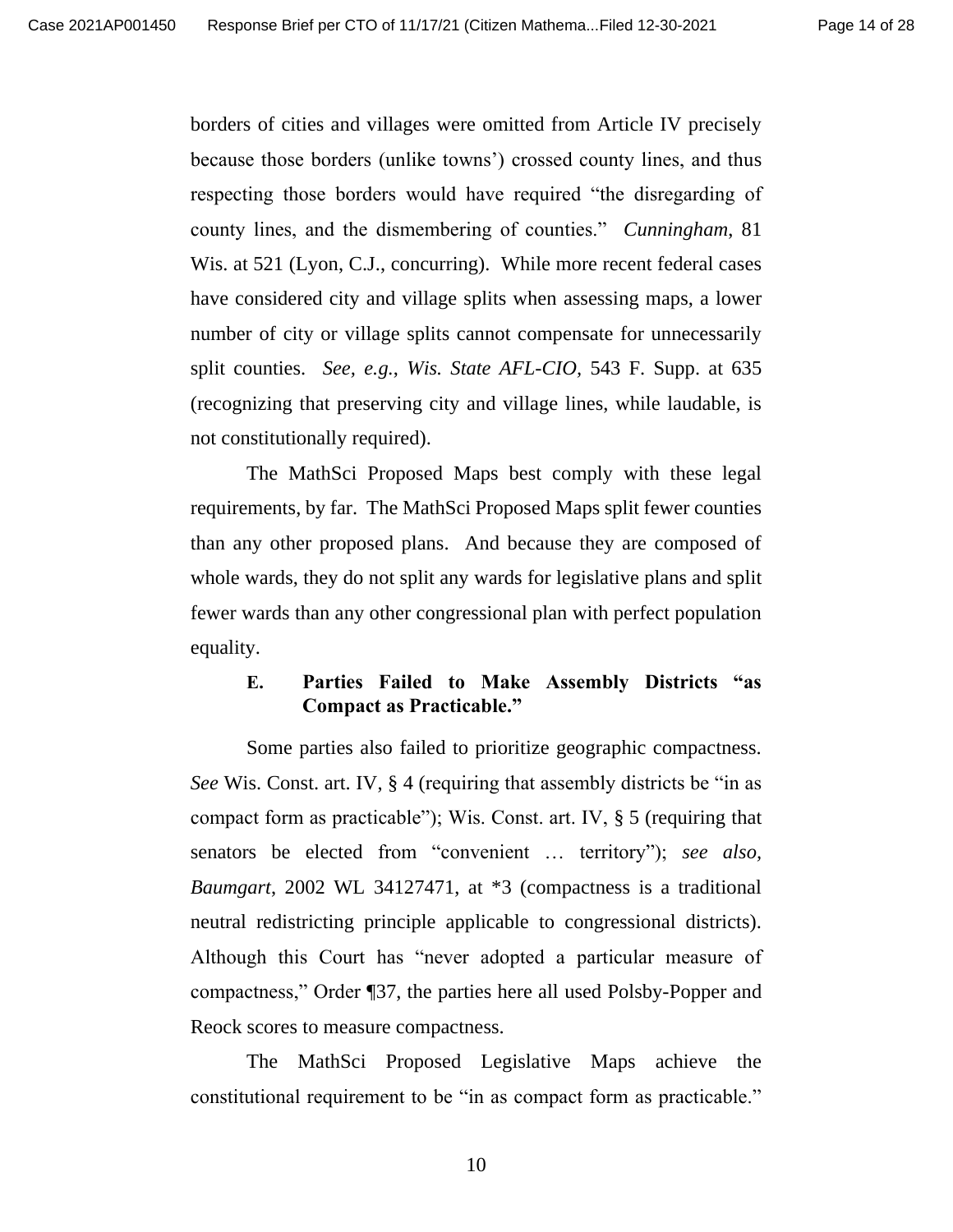borders of cities and villages were omitted from Article IV precisely because those borders (unlike towns') crossed county lines, and thus respecting those borders would have required "the disregarding of county lines, and the dismembering of counties." *Cunningham*, 81 Wis. at 521 (Lyon, C.J., concurring). While more recent federal cases have considered city and village splits when assessing maps, a lower number of city or village splits cannot compensate for unnecessarily split counties. *See, e.g.*, *Wis. State AFL-CIO*, 543 F. Supp. at 635 (recognizing that preserving city and village lines, while laudable, is not constitutionally required).

The MathSci Proposed Maps best comply with these legal requirements, by far. The MathSci Proposed Maps split fewer counties than any other proposed plans. And because they are composed of whole wards, they do not split any wards for legislative plans and split fewer wards than any other congressional plan with perfect population equality.

### E. Parties Failed to Make Assembly Districts "as Compact as Practicable."

Some parties also failed to prioritize geographic compactness. *See* Wis. Const. art. IV, § 4 (requiring that assembly districts be "in as compact form as practicable"); Wis. Const. art. IV, § 5 (requiring that senators be elected from "convenient … territory"); *see also*, *Baumgart*, 2002 WL 34127471, at *3 (compactness is a traditional neutral redistricting principle applicable to congressional districts). Although this Court has "never adopted a particular measure of compactness," Order ¶37, the parties here all used Polsby-Popper and Reock scores to measure compactness.

The MathSci Proposed Legislative Maps achieve the constitutional requirement to be "in as compact form as practicable."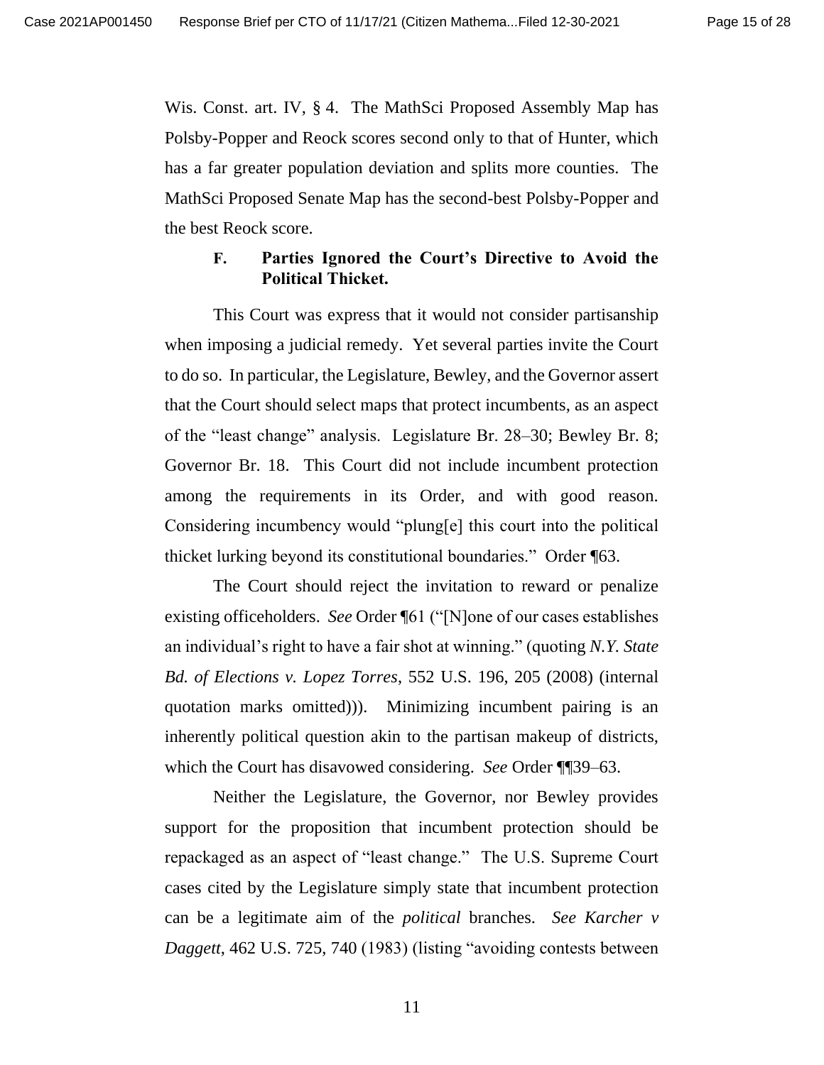Wis. Const. art. IV, § 4. The MathSci Proposed Assembly Map has Polsby-Popper and Reock scores second only to that of Hunter, which has a far greater population deviation and splits more counties. The MathSci Proposed Senate Map has the second-best Polsby-Popper and the best Reock score.

### F. Parties Ignored the Court's Directive to Avoid the Political Thicket.

This Court was express that it would not consider partisanship when imposing a judicial remedy. Yet several parties invite the Court to do so. In particular, the Legislature, Bewley, and the Governor assert that the Court should select maps that protect incumbents, as an aspect of the "least change" analysis. Legislature Br. 28–30; Bewley Br. 8; Governor Br. 18. This Court did not include incumbent protection among the requirements in its Order, and with good reason. Considering incumbency would "plung[e] this court into the political thicket lurking beyond its constitutional boundaries." Order ¶63.

The Court should reject the invitation to reward or penalize existing officeholders. *See* Order ¶61 ("[N]one of our cases establishes an individual's right to have a fair shot at winning." (quoting *N.Y. State Bd. of Elections v. Lopez Torres*, 552 U.S. 196, 205 (2008) (internal quotation marks omitted))). Minimizing incumbent pairing is an inherently political question akin to the partisan makeup of districts, which the Court has disavowed considering. *See* Order ¶¶39–63.

Neither the Legislature, the Governor, nor Bewley provides support for the proposition that incumbent protection should be repackaged as an aspect of "least change." The U.S. Supreme Court cases cited by the Legislature simply state that incumbent protection can be a legitimate aim of the *political* branches. *See Karcher v Daggett*, 462 U.S. 725, 740 (1983) (listing "avoiding contests between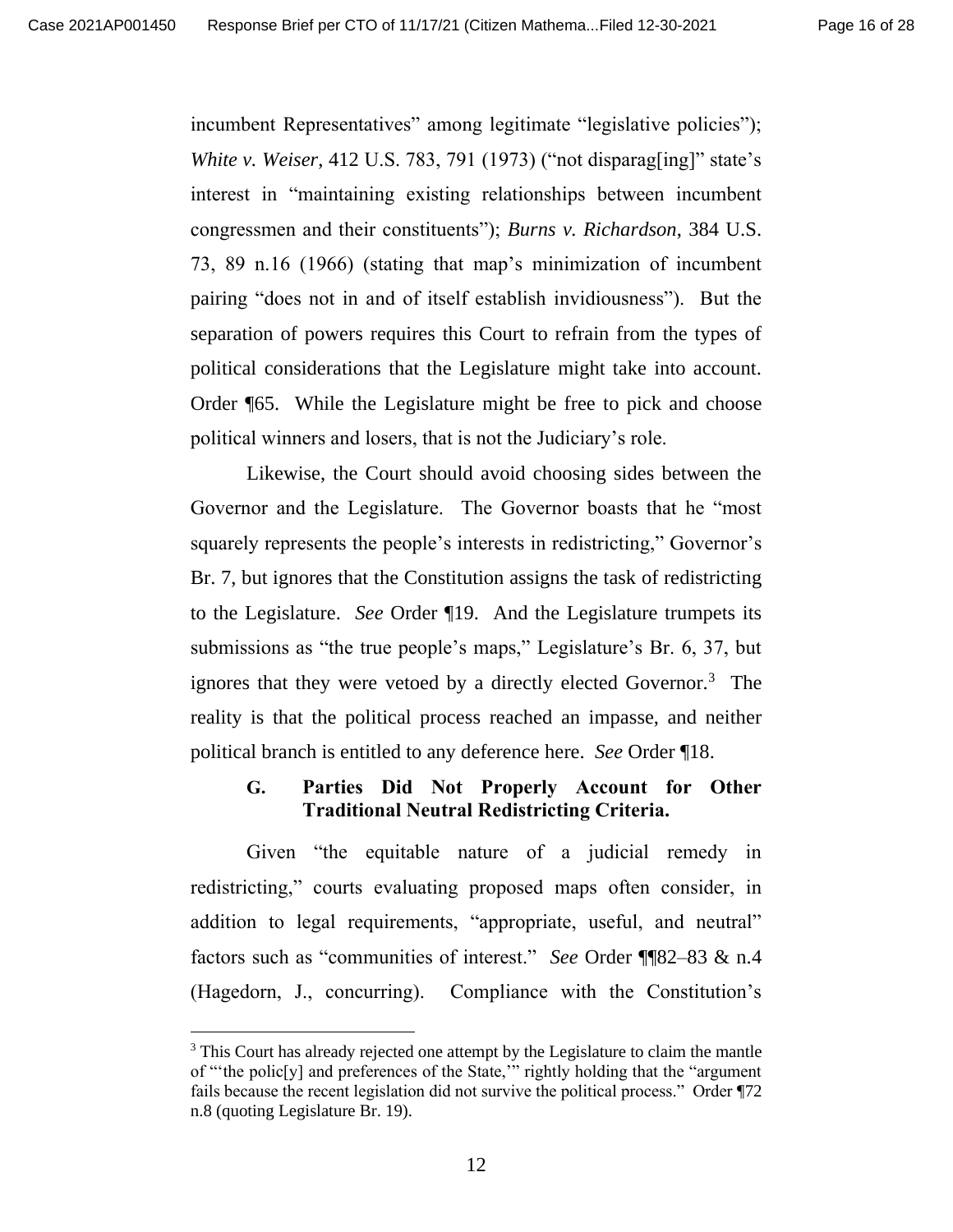incumbent Representatives" among legitimate "legislative policies"); *White v. Weiser*, 412 U.S. 783, 791 (1973) ("not disparag[ing]" state's interest in "maintaining existing relationships between incumbent congressmen and their constituents"); *Burns v. Richardson*, 384 U.S. 73, 89 n.16 (1966) (stating that map's minimization of incumbent pairing "does not in and of itself establish invidiousness"). But the separation of powers requires this Court to refrain from the types of political considerations that the Legislature might take into account. Order ¶65. While the Legislature might be free to pick and choose political winners and losers, that is not the Judiciary's role.

Likewise, the Court should avoid choosing sides between the Governor and the Legislature. The Governor boasts that he "most squarely represents the people's interests in redistricting," Governor's Br. 7, but ignores that the Constitution assigns the task of redistricting to the Legislature. *See* Order ¶19. And the Legislature trumpets its submissions as "the true people's maps," Legislature's Br. 6, 37, but ignores that they were vetoed by a directly elected Governor.[3] The reality is that the political process reached an impasse, and neither political branch is entitled to any deference here. *See* Order ¶18.

### G. Parties Did Not Properly Account for Other Traditional Neutral Redistricting Criteria.

Given "the equitable nature of a judicial remedy in redistricting," courts evaluating proposed maps often consider, in addition to legal requirements, "appropriate, useful, and neutral" factors such as "communities of interest." *See* Order ¶¶82–83 & n.4 (Hagedorn, J., concurring). Compliance with the Constitution's

---

[3] This Court has already rejected one attempt by the Legislature to claim the mantle of "'the polic[y] and preferences of the State,'" rightly holding that the "argument fails because the recent legislation did not survive the political process." Order ¶72 n.8 (quoting Legislature Br. 19).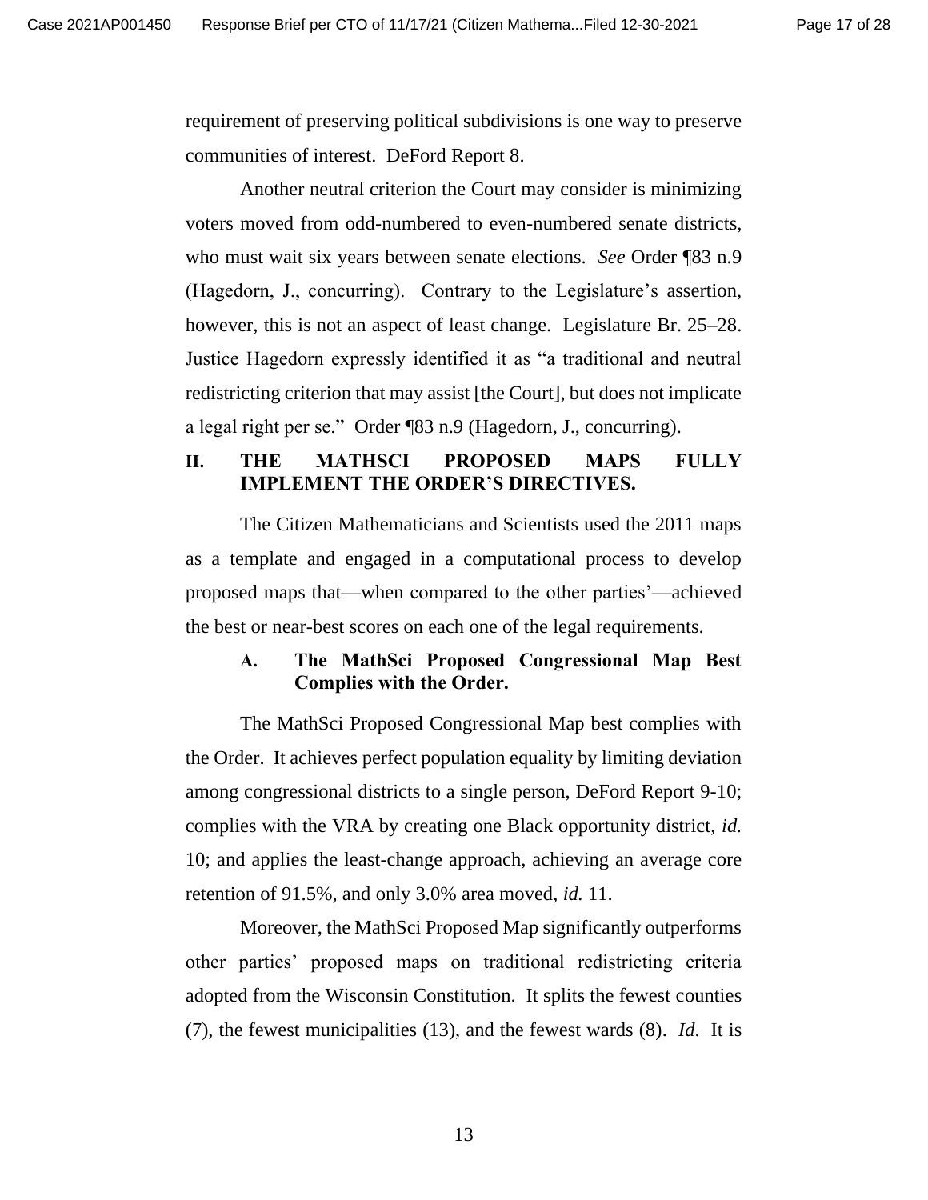requirement of preserving political subdivisions is one way to preserve communities of interest. DeFord Report 8.

Another neutral criterion the Court may consider is minimizing voters moved from odd-numbered to even-numbered senate districts, who must wait six years between senate elections. *See* Order ¶83 n.9 (Hagedorn, J., concurring). Contrary to the Legislature's assertion, however, this is not an aspect of least change. Legislature Br. 25–28. Justice Hagedorn expressly identified it as "a traditional and neutral redistricting criterion that may assist [the Court], but does not implicate a legal right per se." Order ¶83 n.9 (Hagedorn, J., concurring).

## II. THE MATHSCI PROPOSED MAPS FULLY IMPLEMENT THE ORDER'S DIRECTIVES.

The Citizen Mathematicians and Scientists used the 2011 maps as a template and engaged in a computational process to develop proposed maps that—when compared to the other parties'—achieved the best or near-best scores on each one of the legal requirements.

### A. The MathSci Proposed Congressional Map Best Complies with the Order.

The MathSci Proposed Congressional Map best complies with the Order. It achieves perfect population equality by limiting deviation among congressional districts to a single person, DeFord Report 9-10; complies with the VRA by creating one Black opportunity district, *id.* 10; and applies the least-change approach, achieving an average core retention of 91.5%, and only 3.0% area moved, *id.* 11.

Moreover, the MathSci Proposed Map significantly outperforms other parties' proposed maps on traditional redistricting criteria adopted from the Wisconsin Constitution. It splits the fewest counties (7), the fewest municipalities (13), and the fewest wards (8). *Id.* It is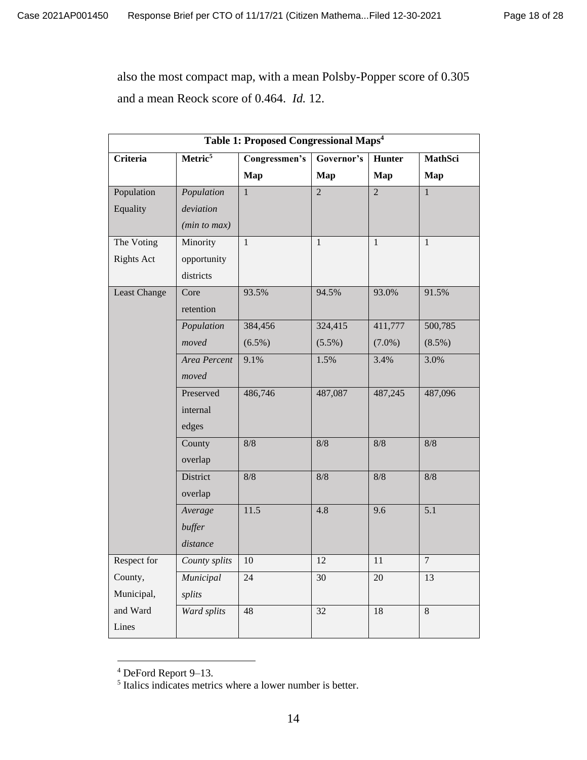also the most compact map, with a mean Polsby-Popper score of 0.305 and a mean Reock score of 0.464. *Id.* 12.

**Table 1: Proposed Congressional Maps**[4]

| **Criteria** | **Metric**[5] | **Congressmen's Map** | **Governor's Map** | **Hunter Map** | **MathSci Map** |
|---|---|---|---|---|---|
| Population Equality | *Population deviation (min to max)* | 1 | 2 | 2 | 1 |
| The Voting Rights Act | Minority opportunity districts | 1 | 1 | 1 | 1 |
| Least Change | Core retention | 93.5% | 94.5% | 93.0% | 91.5% |
| | *Population moved* | 384,456 (6.5%) | 324,415 (5.5%) | 411,777 (7.0%) | 500,785 (8.5%) |
| | *Area Percent moved* | 9.1% | 1.5% | 3.4% | 3.0% |
| | Preserved internal edges | 486,746 | 487,087 | 487,245 | 487,096 |
| | County overlap | 8/8 | 8/8 | 8/8 | 8/8 |
| | District overlap | 8/8 | 8/8 | 8/8 | 8/8 |
| | *Average buffer distance* | 11.5 | 4.8 | 9.6 | 5.1 |
| Respect for County, Municipal, and Ward Lines | *County splits* | 10 | 12 | 11 | 7 |
| | *Municipal splits* | 24 | 30 | 20 | 13 |
| | *Ward splits* | 48 | 32 | 18 | 8 |

[4] DeFord Report 9–13.

[5] Italics indicates metrics where a lower number is better.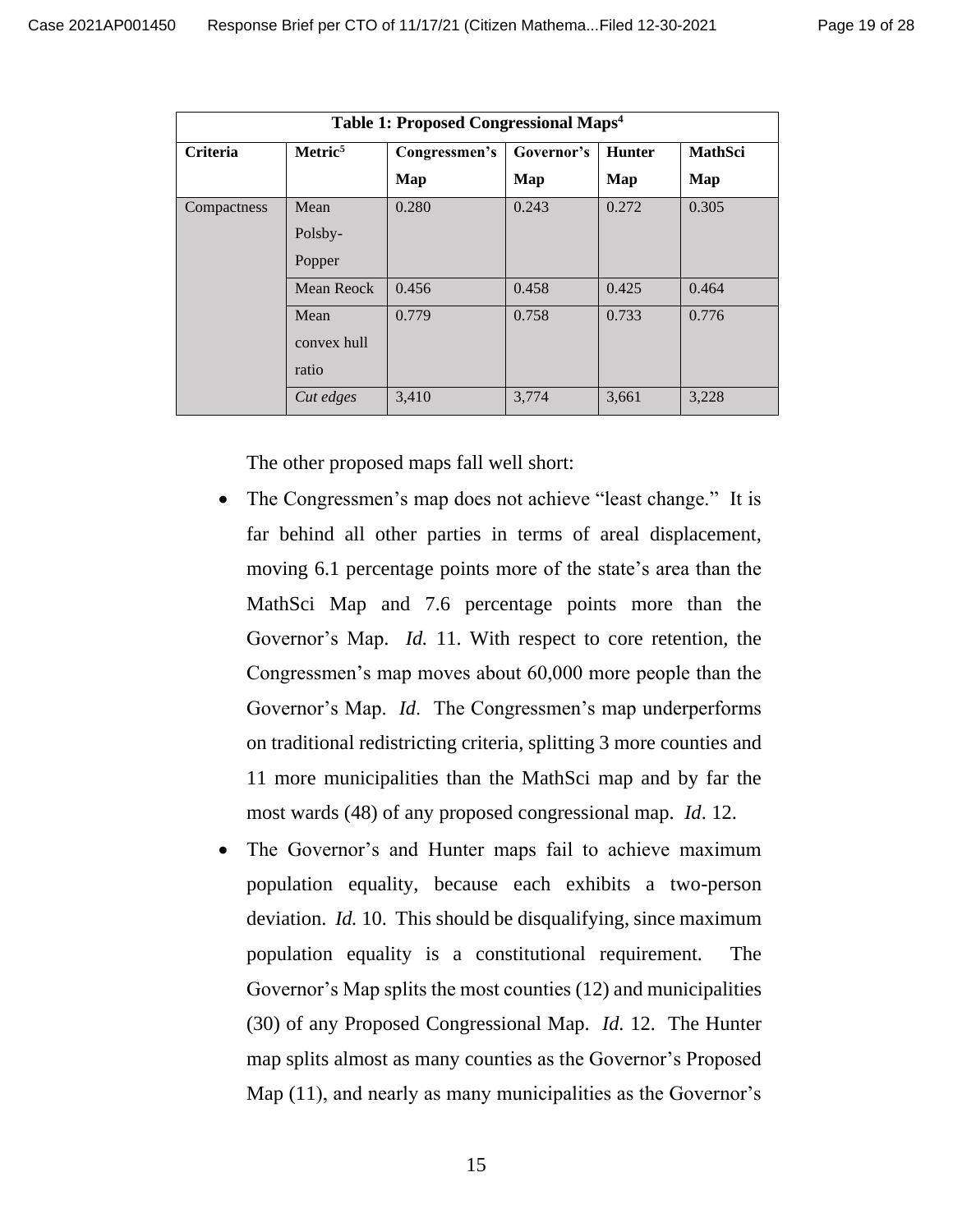| Table 1: Proposed Congressional Maps[4] | | | | | |
|---|---|---|---|---|---|
| **Criteria** | **Metric[5]** | **Congressmen's Map** | **Governor's Map** | **Hunter Map** | **MathSci Map** |
| Compactness | Mean Polsby-Popper | 0.280 | 0.243 | 0.272 | 0.305 |
| | Mean Reock | 0.456 | 0.458 | 0.425 | 0.464 |
| | Mean convex hull ratio | 0.779 | 0.758 | 0.733 | 0.776 |
| | *Cut edges* | 3,410 | 3,774 | 3,661 | 3,228 |

The other proposed maps fall well short:

- The Congressmen's map does not achieve "least change." It is far behind all other parties in terms of areal displacement, moving 6.1 percentage points more of the state's area than the MathSci Map and 7.6 percentage points more than the Governor's Map. *Id.* 11. With respect to core retention, the Congressmen's map moves about 60,000 more people than the Governor's Map. *Id*. The Congressmen's map underperforms on traditional redistricting criteria, splitting 3 more counties and 11 more municipalities than the MathSci map and by far the most wards (48) of any proposed congressional map. *Id*. 12.
- The Governor's and Hunter maps fail to achieve maximum population equality, because each exhibits a two-person deviation. *Id.* 10. This should be disqualifying, since maximum population equality is a constitutional requirement. The Governor's Map splits the most counties (12) and municipalities (30) of any Proposed Congressional Map. *Id.* 12. The Hunter map splits almost as many counties as the Governor's Proposed Map (11), and nearly as many municipalities as the Governor's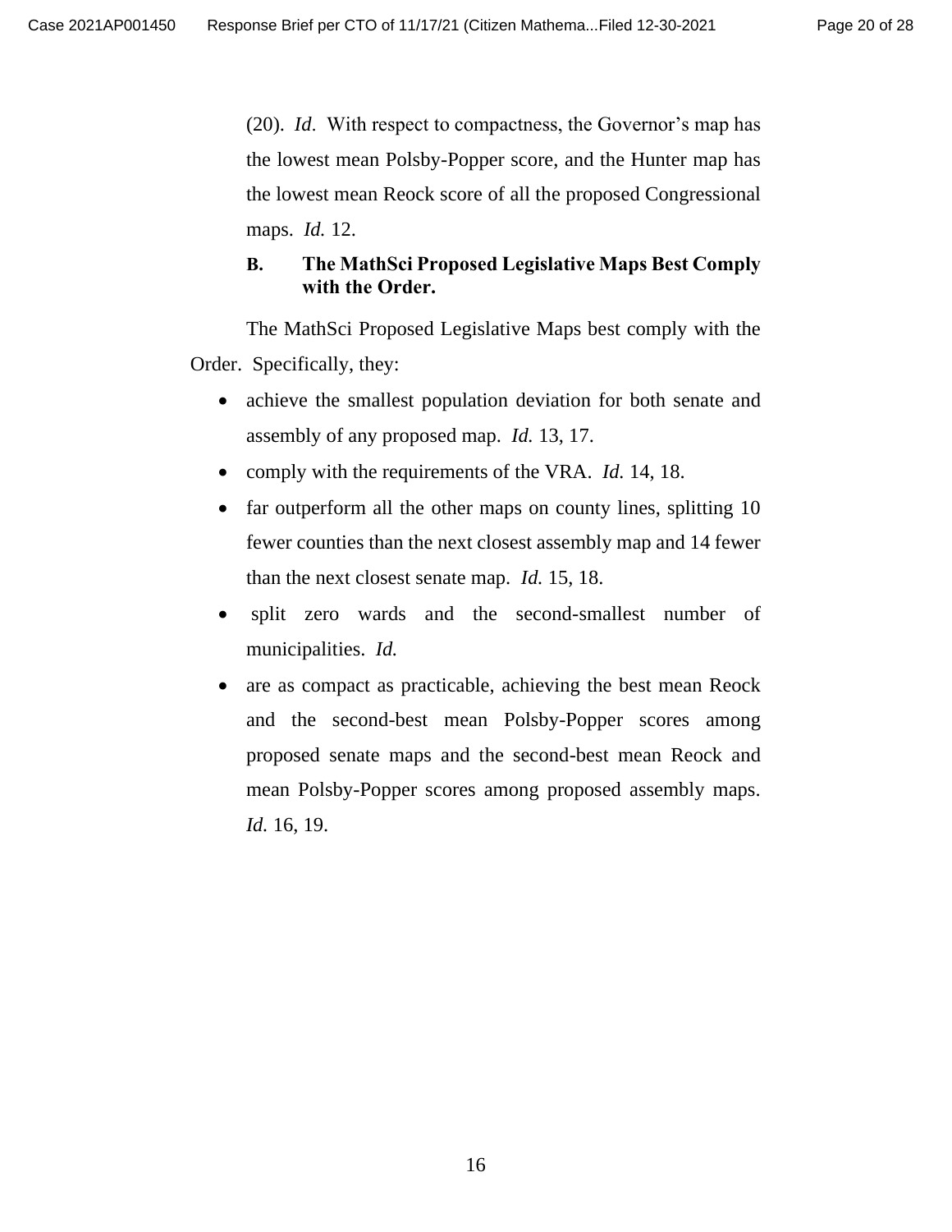(20). *Id*. With respect to compactness, the Governor's map has the lowest mean Polsby-Popper score, and the Hunter map has the lowest mean Reock score of all the proposed Congressional maps. *Id.* 12.

### B. The MathSci Proposed Legislative Maps Best Comply with the Order.

The MathSci Proposed Legislative Maps best comply with the Order. Specifically, they:

- achieve the smallest population deviation for both senate and assembly of any proposed map. *Id.* 13, 17.
- comply with the requirements of the VRA. *Id.* 14, 18.
- far outperform all the other maps on county lines, splitting 10 fewer counties than the next closest assembly map and 14 fewer than the next closest senate map. *Id.* 15, 18.
- split zero wards and the second-smallest number of municipalities. *Id.*
- are as compact as practicable, achieving the best mean Reock and the second-best mean Polsby-Popper scores among proposed senate maps and the second-best mean Reock and mean Polsby-Popper scores among proposed assembly maps. *Id.* 16, 19.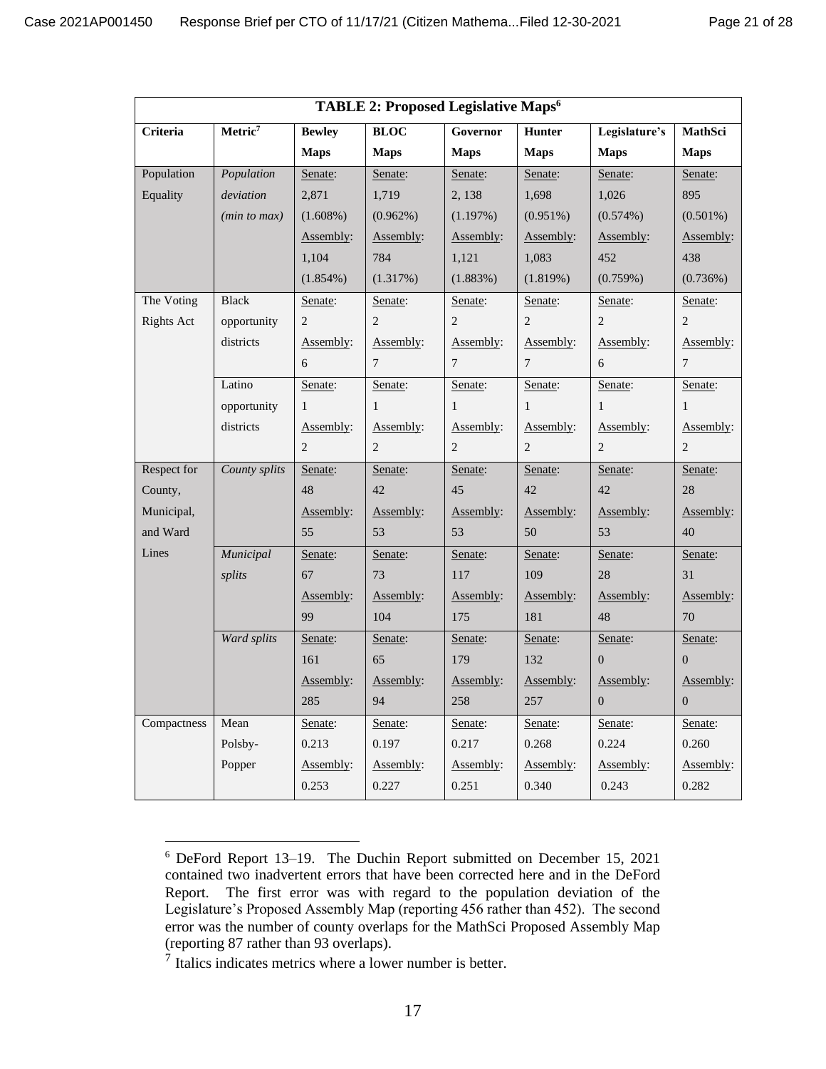| **TABLE 2: Proposed Legislative Maps**[6] | | | | | | | |
|---|---|---|---|---|---|---|---|
| **Criteria** | **Metric**[7] | **Bewley Maps** | **BLOC Maps** | **Governor Maps** | **Hunter Maps** | **Legislature's Maps** | **MathSci Maps** |
| Population Equality | *Population deviation (min to max)* | Senate: 2,871 (1.608%) Assembly: 1,104 (1.854%) | Senate: 1,719 (0.962%) Assembly: 784 (1.317%) | Senate: 2, 138 (1.197%) Assembly: 1,121 (1.883%) | Senate: 1,698 (0.951%) Assembly: 1,083 (1.819%) | Senate: 1,026 (0.574%) Assembly: 452 (0.759%) | Senate: 895 (0.501%) Assembly: 438 (0.736%) |
| The Voting Rights Act | Black opportunity districts | Senate: 2 Assembly: 6 | Senate: 2 Assembly: 7 | Senate: 2 Assembly: 7 | Senate: 2 Assembly: 7 | Senate: 2 Assembly: 6 | Senate: 2 Assembly: 7 |
| | Latino opportunity districts | Senate: 1 Assembly: 2 | Senate: 1 Assembly: 2 | Senate: 1 Assembly: 2 | Senate: 1 Assembly: 2 | Senate: 1 Assembly: 2 | Senate: 1 Assembly: 2 |
| Respect for County, Municipal, and Ward Lines | *County splits* | Senate: 48 Assembly: 55 | Senate: 42 Assembly: 53 | Senate: 45 Assembly: 53 | Senate: 42 Assembly: 50 | Senate: 42 Assembly: 53 | Senate: 28 Assembly: 40 |
| | *Municipal splits* | Senate: 67 Assembly: 99 | Senate: 73 Assembly: 104 | Senate: 117 Assembly: 175 | Senate: 109 Assembly: 181 | Senate: 28 Assembly: 48 | Senate: 31 Assembly: 70 |
| | *Ward splits* | Senate: 161 Assembly: 285 | Senate: 65 Assembly: 94 | Senate: 179 Assembly: 258 | Senate: 132 Assembly: 257 | Senate: 0 Assembly: 0 | Senate: 0 Assembly: 0 |
| Compactness | Mean Polsby-Popper | Senate: 0.213 Assembly: 0.253 | Senate: 0.197 Assembly: 0.227 | Senate: 0.217 Assembly: 0.251 | Senate: 0.268 Assembly: 0.340 | Senate: 0.224 Assembly: 0.243 | Senate: 0.260 Assembly: 0.282 |

[6] DeFord Report 13–19. The Duchin Report submitted on December 15, 2021 contained two inadvertent errors that have been corrected here and in the DeFord Report. The first error was with regard to the population deviation of the Legislature's Proposed Assembly Map (reporting 456 rather than 452). The second error was the number of county overlaps for the MathSci Proposed Assembly Map (reporting 87 rather than 93 overlaps).

[7] Italics indicates metrics where a lower number is better.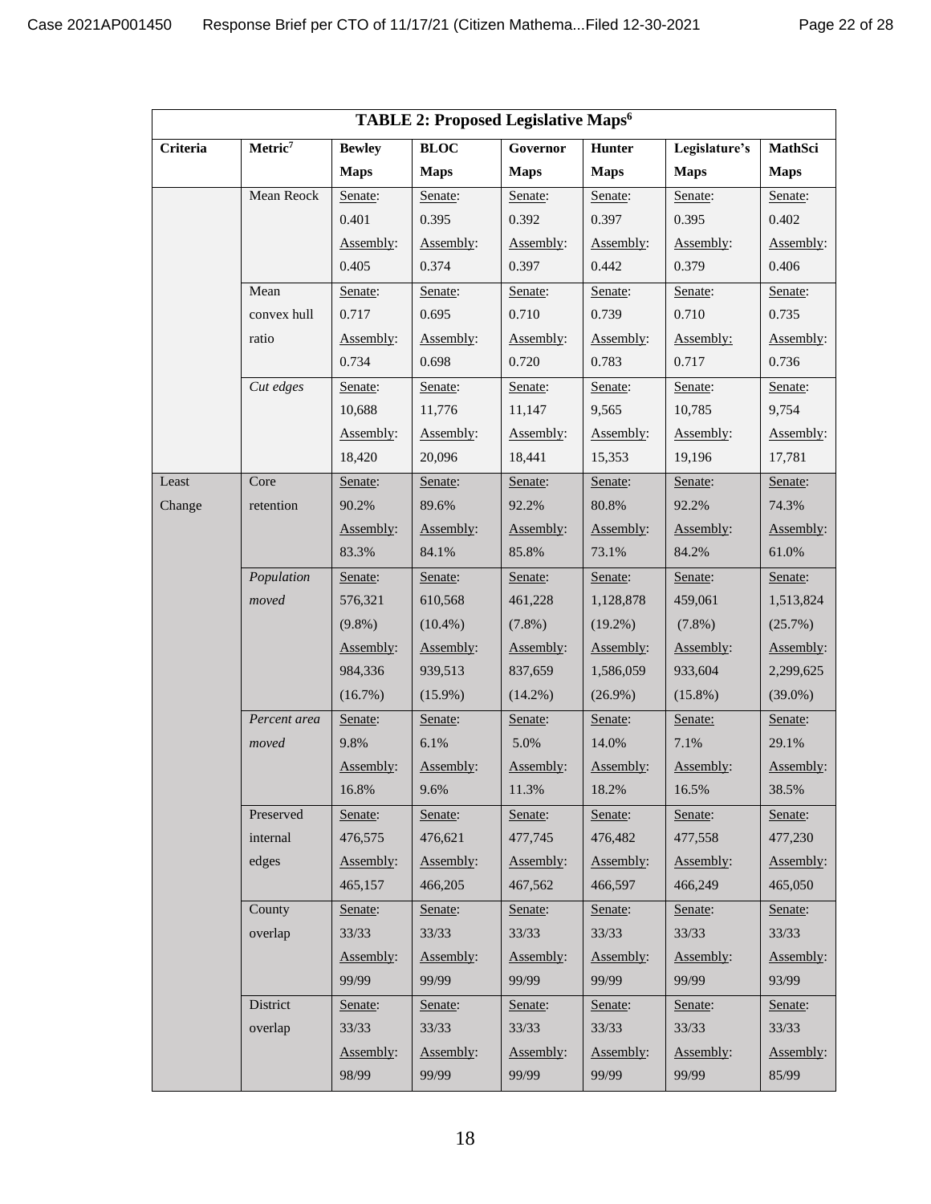| TABLE 2: Proposed Legislative Maps[6] | | | | | | | |
|---|---|---|---|---|---|---|---|
| **Criteria** | **Metric**[7] | **Bewley Maps** | **BLOC Maps** | **Governor Maps** | **Hunter Maps** | **Legislature's Maps** | **MathSci Maps** |
| | Mean Reock | Senate: 0.401 Assembly: 0.405 | Senate: 0.395 Assembly: 0.374 | Senate: 0.392 Assembly: 0.397 | Senate: 0.397 Assembly: 0.442 | Senate: 0.395 Assembly: 0.379 | Senate: 0.402 Assembly: 0.406 |
| | Mean convex hull ratio | Senate: 0.717 Assembly: 0.734 | Senate: 0.695 Assembly: 0.698 | Senate: 0.710 Assembly: 0.720 | Senate: 0.739 Assembly: 0.783 | Senate: 0.710 Assembly: 0.717 | Senate: 0.735 Assembly: 0.736 |
| | *Cut edges* | Senate: 10,688 Assembly: 18,420 | Senate: 11,776 Assembly: 20,096 | Senate: 11,147 Assembly: 18,441 | Senate: 9,565 Assembly: 15,353 | Senate: 10,785 Assembly: 19,196 | Senate: 9,754 Assembly: 17,781 |
| Least Change | Core retention | Senate: 90.2% Assembly: 83.3% | Senate: 89.6% Assembly: 84.1% | Senate: 92.2% Assembly: 85.8% | Senate: 80.8% Assembly: 73.1% | Senate: 92.2% Assembly: 84.2% | Senate: 74.3% Assembly: 61.0% |
| | *Population moved* | Senate: 576,321 (9.8%) Assembly: 984,336 (16.7%) | Senate: 610,568 (10.4%) Assembly: 939,513 (15.9%) | Senate: 461,228 (7.8%) Assembly: 837,659 (14.2%) | Senate: 1,128,878 (19.2%) Assembly: 1,586,059 (26.9%) | Senate: 459,061 (7.8%) Assembly: 933,604 (15.8%) | Senate: 1,513,824 (25.7%) Assembly: 2,299,625 (39.0%) |
| | *Percent area moved* | Senate: 9.8% Assembly: 16.8% | Senate: 6.1% Assembly: 9.6% | Senate: 5.0% Assembly: 11.3% | Senate: 14.0% Assembly: 18.2% | Senate: 7.1% Assembly: 16.5% | Senate: 29.1% Assembly: 38.5% |
| | Preserved internal edges | Senate: 476,575 Assembly: 465,157 | Senate: 476,621 Assembly: 466,205 | Senate: 477,745 Assembly: 467,562 | Senate: 476,482 Assembly: 466,597 | Senate: 477,558 Assembly: 466,249 | Senate: 477,230 Assembly: 465,050 |
| | County overlap | Senate: 33/33 Assembly: 99/99 | Senate: 33/33 Assembly: 99/99 | Senate: 33/33 Assembly: 99/99 | Senate: 33/33 Assembly: 99/99 | Senate: 33/33 Assembly: 99/99 | Senate: 33/33 Assembly: 93/99 |
| | District overlap | Senate: 33/33 Assembly: 98/99 | Senate: 33/33 Assembly: 99/99 | Senate: 33/33 Assembly: 99/99 | Senate: 33/33 Assembly: 99/99 | Senate: 33/33 Assembly: 99/99 | Senate: 33/33 Assembly: 85/99 |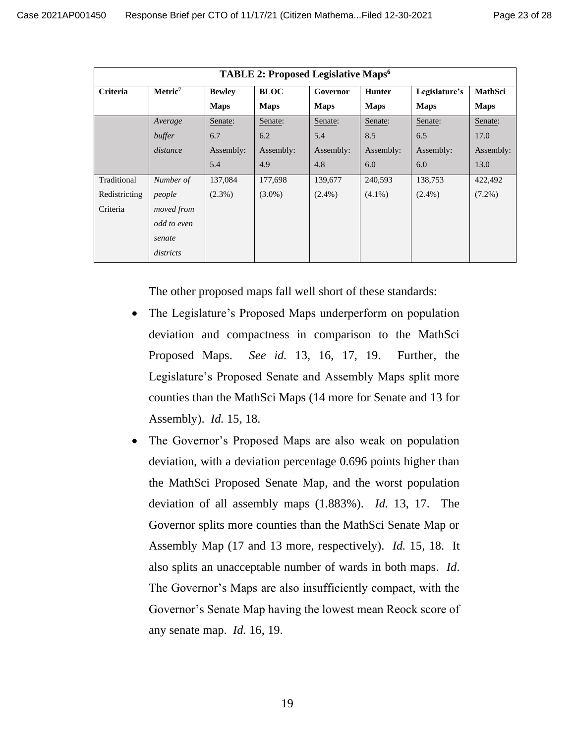| TABLE 2: Proposed Legislative Maps[6] | | | | | | | |
|---|---|---|---|---|---|---|---|
| **Criteria** | **Metric[7]** | **Bewley Maps** | **BLOC Maps** | **Governor Maps** | **Hunter Maps** | **Legislature's Maps** | **MathSci Maps** |
| | *Average buffer distance* | Senate: 6.7 Assembly: 5.4 | Senate: 6.2 Assembly: 4.9 | Senate: 5.4 Assembly: 4.8 | Senate: 8.5 Assembly: 6.0 | Senate: 6.5 Assembly: 6.0 | Senate: 17.0 Assembly: 13.0 |
| Traditional Redistricting Criteria | *Number of people moved from odd to even senate districts* | 137,084 (2.3%) | 177,698 (3.0%) | 139,677 (2.4%) | 240,593 (4.1%) | 138,753 (2.4%) | 422,492 (7.2%) |

The other proposed maps fall well short of these standards:

- The Legislature's Proposed Maps underperform on population deviation and compactness in comparison to the MathSci Proposed Maps. *See id.* 13, 16, 17, 19. Further, the Legislature's Proposed Senate and Assembly Maps split more counties than the MathSci Maps (14 more for Senate and 13 for Assembly). *Id.* 15, 18.
- The Governor's Proposed Maps are also weak on population deviation, with a deviation percentage 0.696 points higher than the MathSci Proposed Senate Map, and the worst population deviation of all assembly maps (1.883%). *Id.* 13, 17. The Governor splits more counties than the MathSci Senate Map or Assembly Map (17 and 13 more, respectively). *Id.* 15, 18. It also splits an unacceptable number of wards in both maps. *Id*. The Governor's Maps are also insufficiently compact, with the Governor's Senate Map having the lowest mean Reock score of any senate map. *Id.* 16, 19.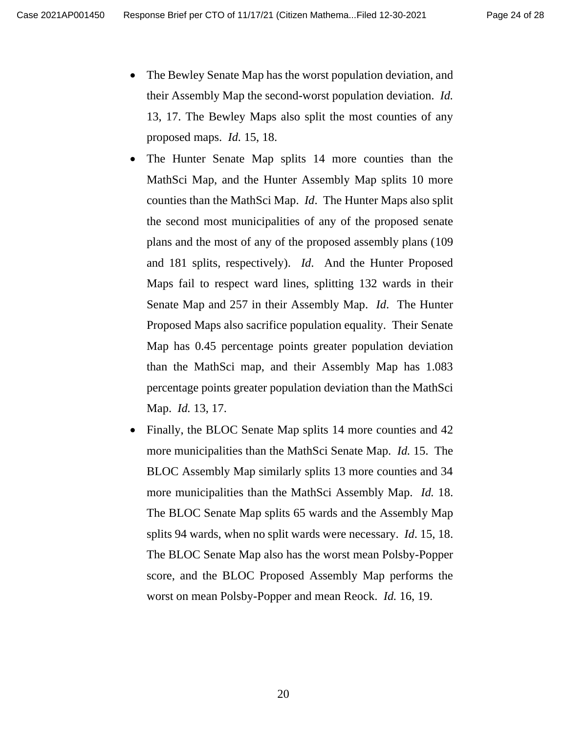- The Bewley Senate Map has the worst population deviation, and their Assembly Map the second-worst population deviation. *Id.* 13, 17. The Bewley Maps also split the most counties of any proposed maps. *Id.* 15, 18.
- The Hunter Senate Map splits 14 more counties than the MathSci Map, and the Hunter Assembly Map splits 10 more counties than the MathSci Map. *Id*. The Hunter Maps also split the second most municipalities of any of the proposed senate plans and the most of any of the proposed assembly plans (109 and 181 splits, respectively). *Id*. And the Hunter Proposed Maps fail to respect ward lines, splitting 132 wards in their Senate Map and 257 in their Assembly Map. *Id*. The Hunter Proposed Maps also sacrifice population equality. Their Senate Map has 0.45 percentage points greater population deviation than the MathSci map, and their Assembly Map has 1.083 percentage points greater population deviation than the MathSci Map. *Id.* 13, 17.
- Finally, the BLOC Senate Map splits 14 more counties and 42 more municipalities than the MathSci Senate Map. *Id.* 15. The BLOC Assembly Map similarly splits 13 more counties and 34 more municipalities than the MathSci Assembly Map. *Id.* 18. The BLOC Senate Map splits 65 wards and the Assembly Map splits 94 wards, when no split wards were necessary. *Id*. 15, 18. The BLOC Senate Map also has the worst mean Polsby-Popper score, and the BLOC Proposed Assembly Map performs the worst on mean Polsby-Popper and mean Reock. *Id.* 16, 19.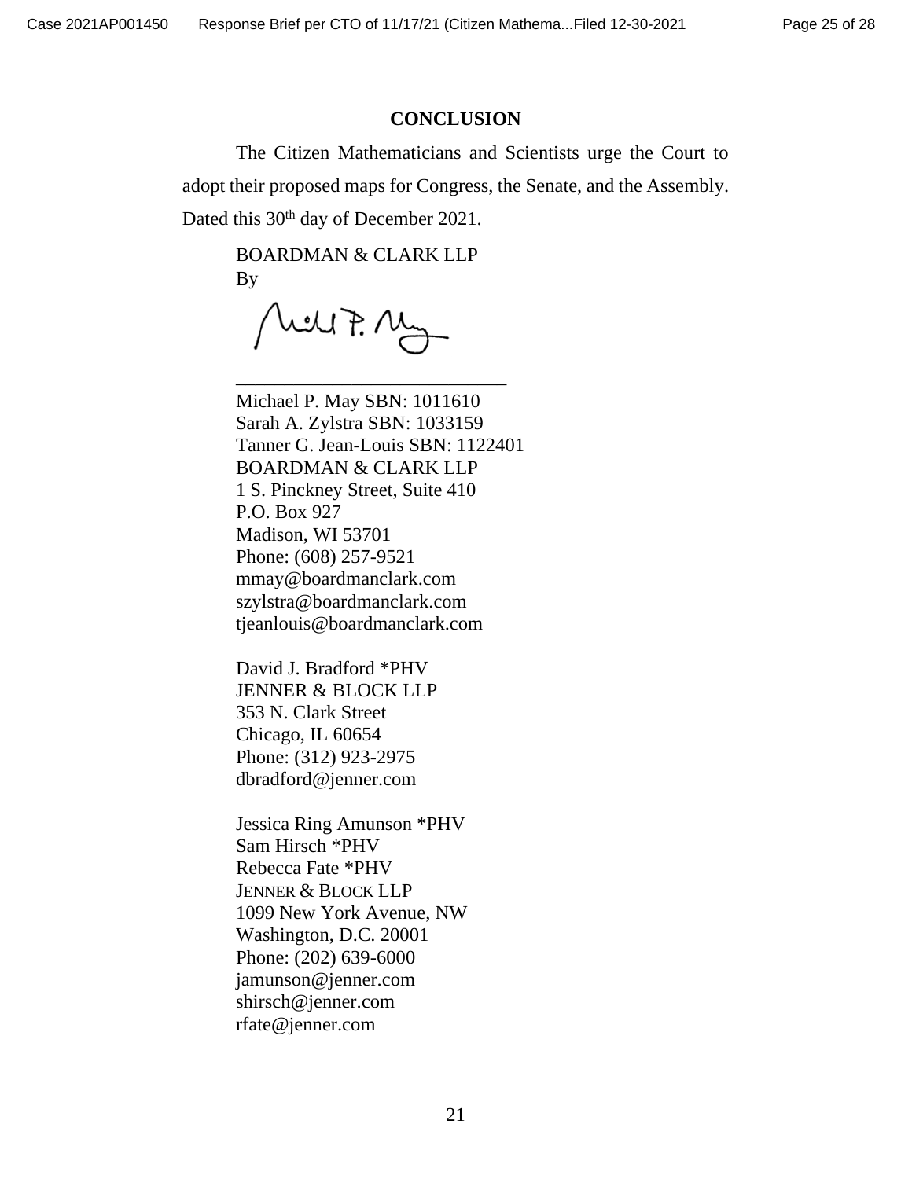## CONCLUSION

The Citizen Mathematicians and Scientists urge the Court to adopt their proposed maps for Congress, the Senate, and the Assembly. Dated this 30th day of December 2021.

BOARDMAN & CLARK LLP
By

_____________________________

Michael P. May SBN: 1011610
Sarah A. Zylstra SBN: 1033159
Tanner G. Jean-Louis SBN: 1122401
BOARDMAN & CLARK LLP
1 S. Pinckney Street, Suite 410
P.O. Box 927
Madison, WI 53701
Phone: (608) 257-9521
mmay@boardmanclark.com
szylstra@boardmanclark.com
tjeanlouis@boardmanclark.com

David J. Bradford *PHV
JENNER & BLOCK LLP
353 N. Clark Street
Chicago, IL 60654
Phone: (312) 923-2975
dbradford@jenner.com

Jessica Ring Amunson *PHV
Sam Hirsch *PHV
Rebecca Fate *PHV
JENNER & BLOCK LLP
1099 New York Avenue, NW
Washington, D.C. 20001
Phone: (202) 639-6000
jamunson@jenner.com
shirsch@jenner.com
rfate@jenner.com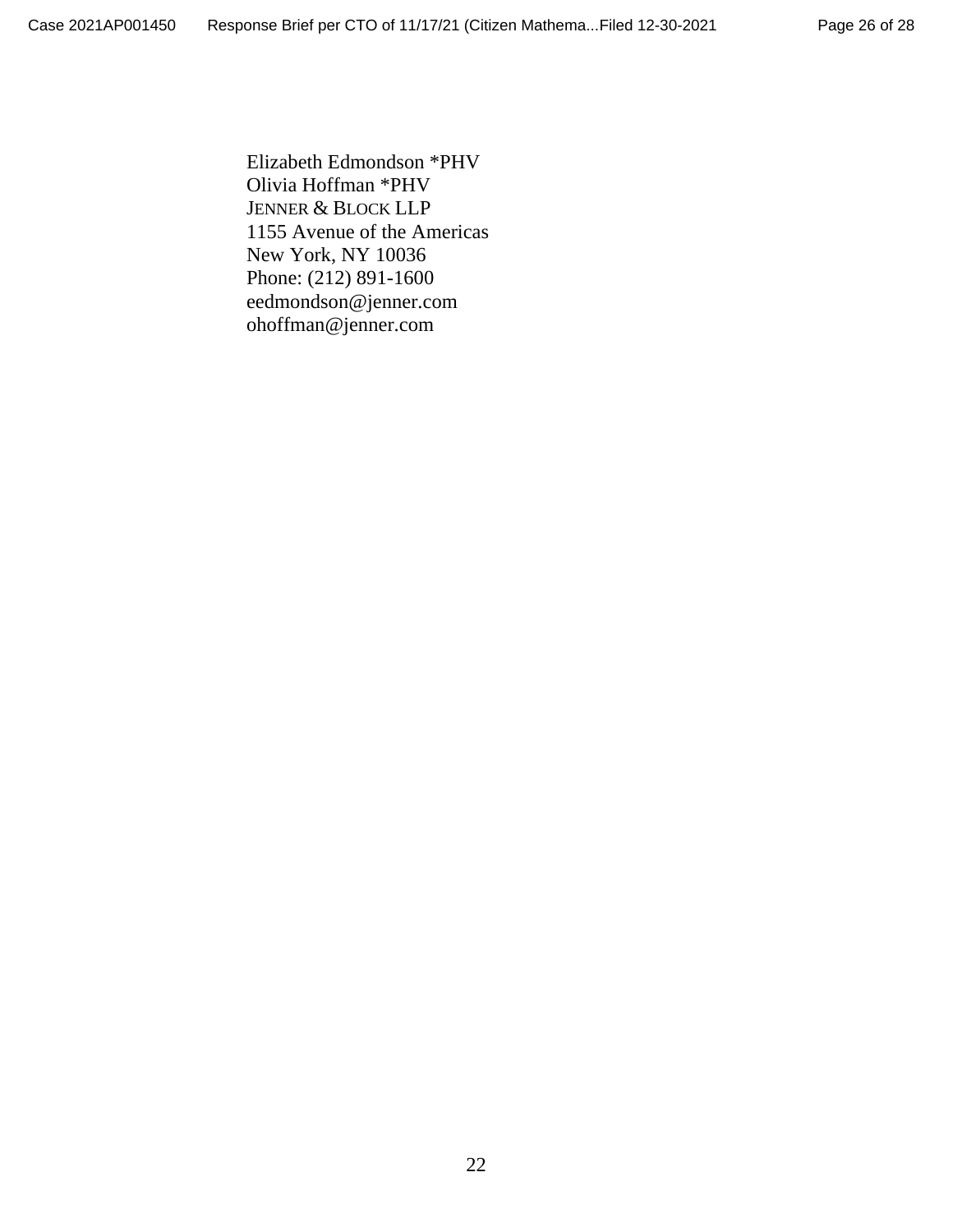Elizabeth Edmondson *PHV
Olivia Hoffman *PHV
JENNER & BLOCK LLP
1155 Avenue of the Americas
New York, NY 10036
Phone: (212) 891-1600
eedmondson@jenner.com
ohoffman@jenner.com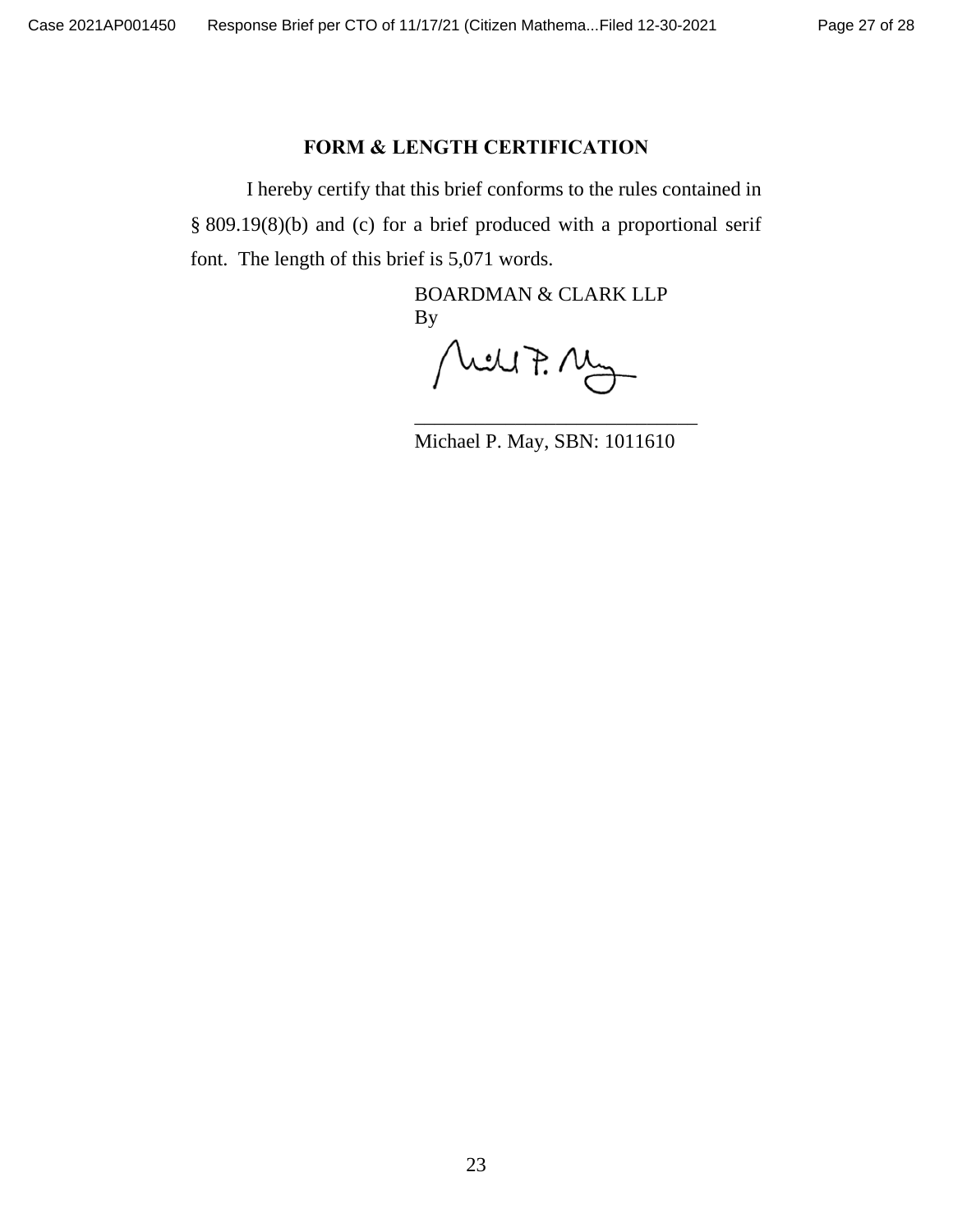## FORM & LENGTH CERTIFICATION

I hereby certify that this brief conforms to the rules contained in § 809.19(8)(b) and (c) for a brief produced with a proportional serif font. The length of this brief is 5,071 words.

BOARDMAN & CLARK LLP
By

\_\_\_\_\_\_\_\_\_\_\_\_\_\_\_\_\_\_\_\_\_\_\_\_\_\_\_\_\_\_\_\_
Michael P. May, SBN: 1011610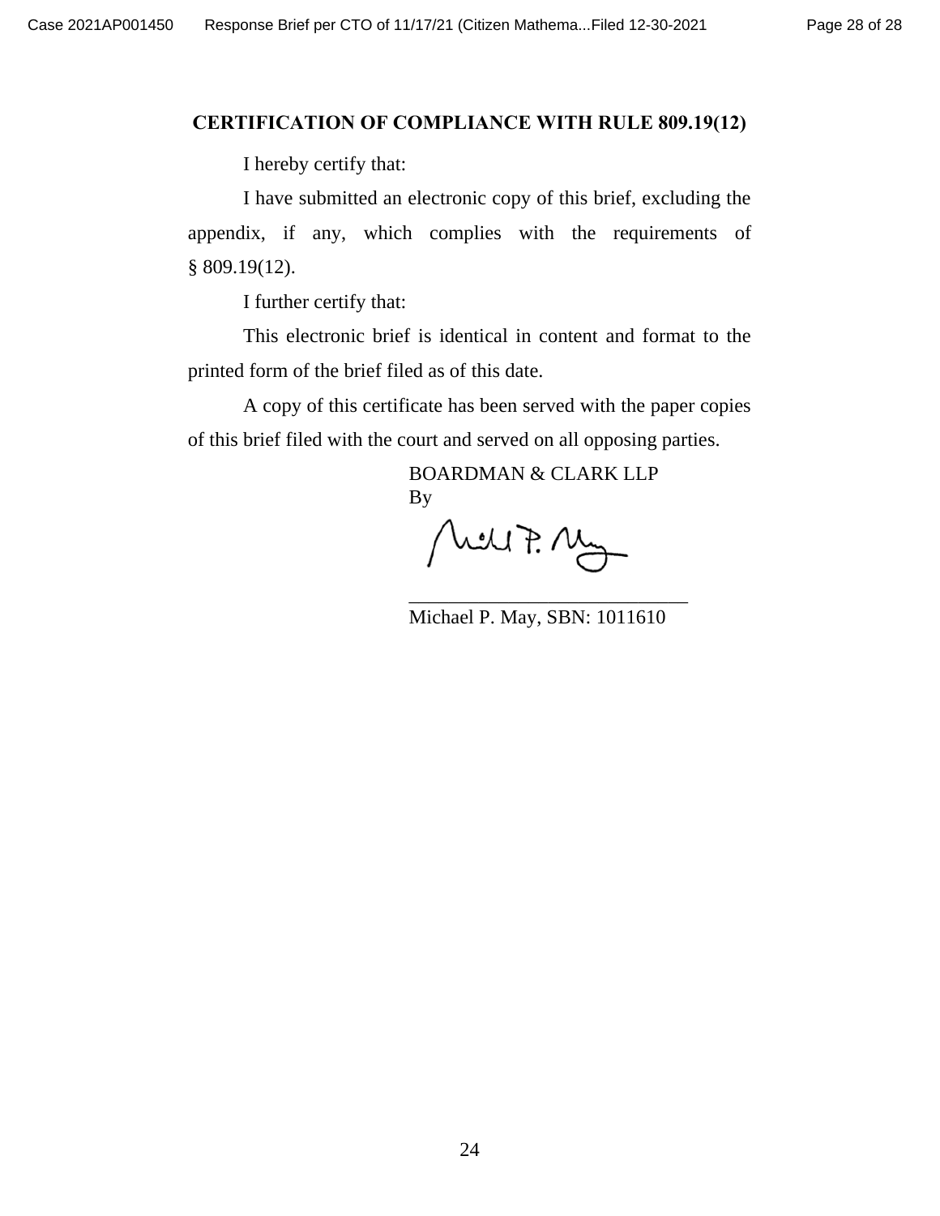## CERTIFICATION OF COMPLIANCE WITH RULE 809.19(12)

I hereby certify that:

I have submitted an electronic copy of this brief, excluding the appendix, if any, which complies with the requirements of § 809.19(12).

I further certify that:

This electronic brief is identical in content and format to the printed form of the brief filed as of this date.

A copy of this certificate has been served with the paper copies of this brief filed with the court and served on all opposing parties.

BOARDMAN & CLARK LLP
By

_____________________________
Michael P. May, SBN: 1011610